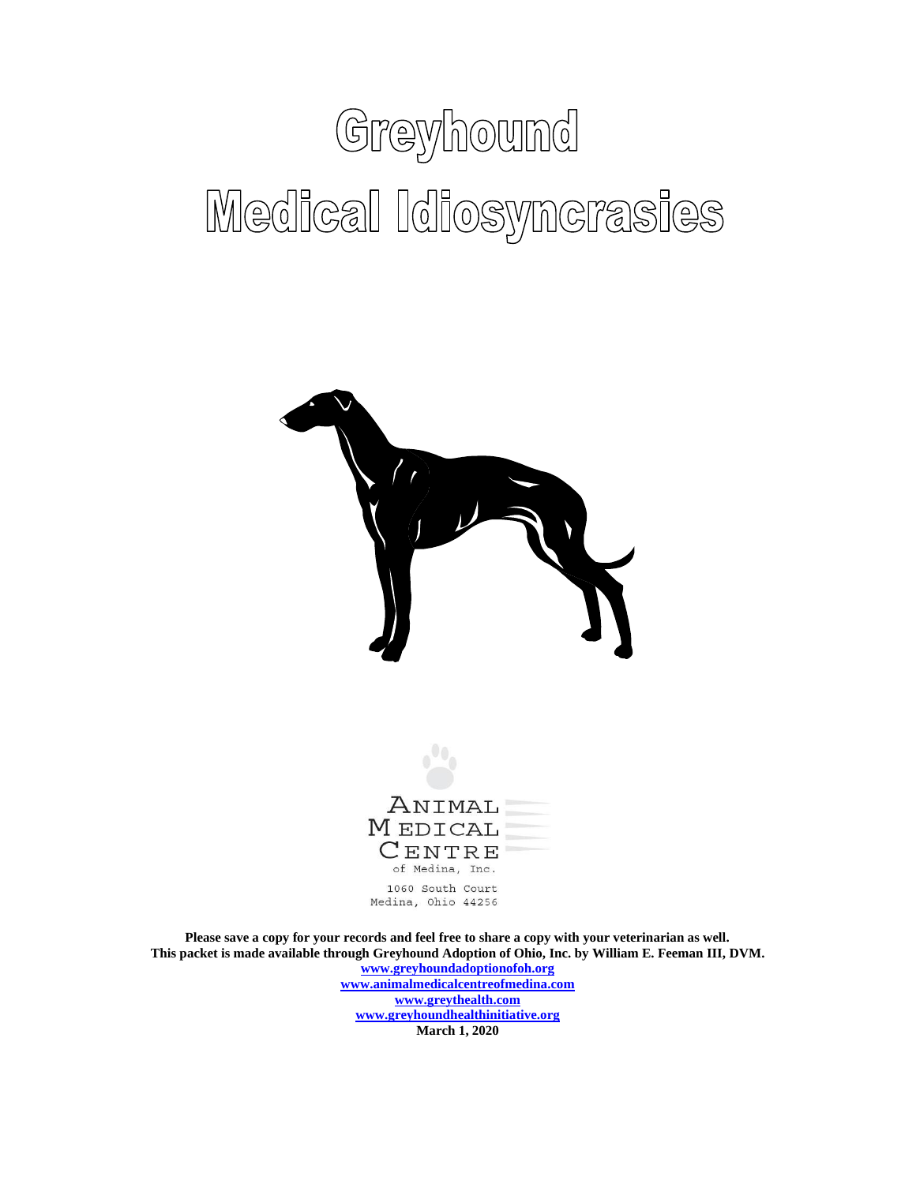# Greyhound

# Medical Idiosyncrasies

ANIMAL
MEDICAL
CENTRE
of Medina, Inc.

1060 South Court
Medina, Ohio 44256

**Please save a copy for your records and feel free to share a copy with your veterinarian as well.**
**This packet is made available through Greyhound Adoption of Ohio, Inc. by William E. Feeman III, DVM.**

**www.greyhoundadoptionofoh.org**
**www.animalmedicalcentreofmedina.com**
**www.greythealth.com**
**www.greyhoundhealthinitiative.org**

**March 1, 2020**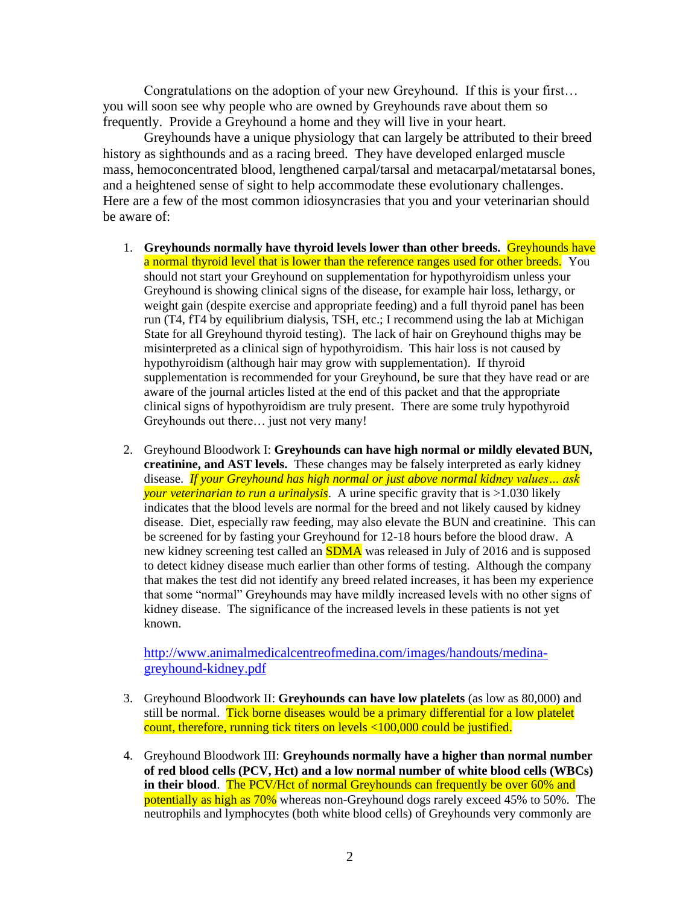Congratulations on the adoption of your new Greyhound. If this is your first… you will soon see why people who are owned by Greyhounds rave about them so frequently. Provide a Greyhound a home and they will live in your heart.

Greyhounds have a unique physiology that can largely be attributed to their breed history as sighthounds and as a racing breed. They have developed enlarged muscle mass, hemoconcentrated blood, lengthened carpal/tarsal and metacarpal/metatarsal bones, and a heightened sense of sight to help accommodate these evolutionary challenges. Here are a few of the most common idiosyncrasies that you and your veterinarian should be aware of:

1. **Greyhounds normally have thyroid levels lower than other breeds.** Greyhounds have a normal thyroid level that is lower than the reference ranges used for other breeds. You should not start your Greyhound on supplementation for hypothyroidism unless your Greyhound is showing clinical signs of the disease, for example hair loss, lethargy, or weight gain (despite exercise and appropriate feeding) and a full thyroid panel has been run (T4, fT4 by equilibrium dialysis, TSH, etc.; I recommend using the lab at Michigan State for all Greyhound thyroid testing). The lack of hair on Greyhound thighs may be misinterpreted as a clinical sign of hypothyroidism. This hair loss is not caused by hypothyroidism (although hair may grow with supplementation). If thyroid supplementation is recommended for your Greyhound, be sure that they have read or are aware of the journal articles listed at the end of this packet and that the appropriate clinical signs of hypothyroidism are truly present. There are some truly hypothyroid Greyhounds out there… just not very many!

2. Greyhound Bloodwork I: **Greyhounds can have high normal or mildly elevated BUN, creatinine, and AST levels.** These changes may be falsely interpreted as early kidney disease. *If your Greyhound has high normal or just above normal kidney values… ask your veterinarian to run a urinalysis*. A urine specific gravity that is >1.030 likely indicates that the blood levels are normal for the breed and not likely caused by kidney disease. Diet, especially raw feeding, may also elevate the BUN and creatinine. This can be screened for by fasting your Greyhound for 12-18 hours before the blood draw. A new kidney screening test called an SDMA was released in July of 2016 and is supposed to detect kidney disease much earlier than other forms of testing. Although the company that makes the test did not identify any breed related increases, it has been my experience that some "normal" Greyhounds may have mildly increased levels with no other signs of kidney disease. The significance of the increased levels in these patients is not yet known.

   http://www.animalmedicalcentreofmedina.com/images/handouts/medina-greyhound-kidney.pdf

3. Greyhound Bloodwork II: **Greyhounds can have low platelets** (as low as 80,000) and still be normal. Tick borne diseases would be a primary differential for a low platelet count, therefore, running tick titers on levels <100,000 could be justified.

4. Greyhound Bloodwork III: **Greyhounds normally have a higher than normal number of red blood cells (PCV, Hct) and a low normal number of white blood cells (WBCs) in their blood**. The PCV/Hct of normal Greyhounds can frequently be over 60% and potentially as high as 70% whereas non-Greyhound dogs rarely exceed 45% to 50%. The neutrophils and lymphocytes (both white blood cells) of Greyhounds very commonly are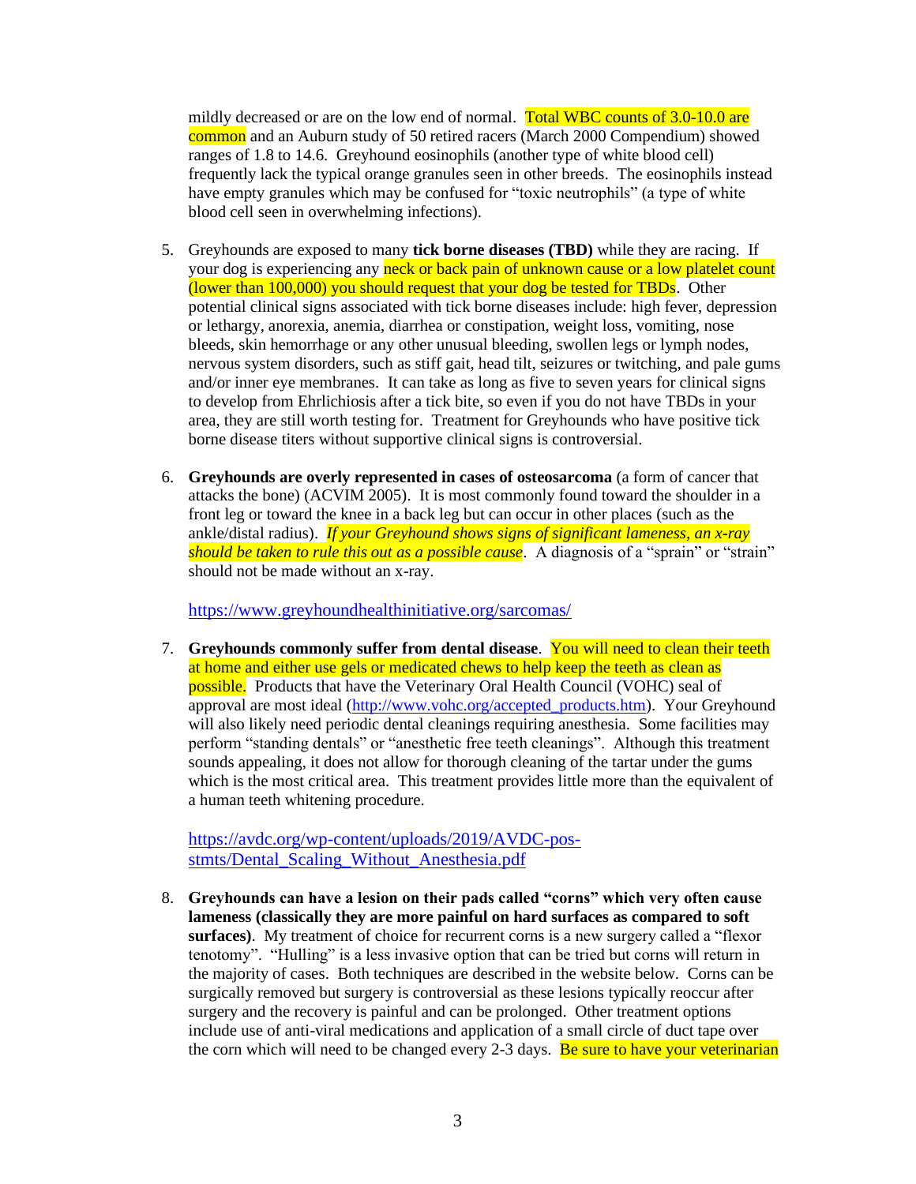mildly decreased or are on the low end of normal. Total WBC counts of 3.0-10.0 are common and an Auburn study of 50 retired racers (March 2000 Compendium) showed ranges of 1.8 to 14.6. Greyhound eosinophils (another type of white blood cell) frequently lack the typical orange granules seen in other breeds. The eosinophils instead have empty granules which may be confused for "toxic neutrophils" (a type of white blood cell seen in overwhelming infections).

5. Greyhounds are exposed to many **tick borne diseases (TBD)** while they are racing. If your dog is experiencing any neck or back pain of unknown cause or a low platelet count (lower than 100,000) you should request that your dog be tested for TBDs. Other potential clinical signs associated with tick borne diseases include: high fever, depression or lethargy, anorexia, anemia, diarrhea or constipation, weight loss, vomiting, nose bleeds, skin hemorrhage or any other unusual bleeding, swollen legs or lymph nodes, nervous system disorders, such as stiff gait, head tilt, seizures or twitching, and pale gums and/or inner eye membranes. It can take as long as five to seven years for clinical signs to develop from Ehrlichiosis after a tick bite, so even if you do not have TBDs in your area, they are still worth testing for. Treatment for Greyhounds who have positive tick borne disease titers without supportive clinical signs is controversial.

6. **Greyhounds are overly represented in cases of osteosarcoma** (a form of cancer that attacks the bone) (ACVIM 2005). It is most commonly found toward the shoulder in a front leg or toward the knee in a back leg but can occur in other places (such as the ankle/distal radius). *If your Greyhound shows signs of significant lameness, an x-ray should be taken to rule this out as a possible cause*. A diagnosis of a "sprain" or "strain" should not be made without an x-ray.

   https://www.greyhoundhealthinitiative.org/sarcomas/

7. **Greyhounds commonly suffer from dental disease**. You will need to clean their teeth at home and either use gels or medicated chews to help keep the teeth as clean as possible. Products that have the Veterinary Oral Health Council (VOHC) seal of approval are most ideal (http://www.vohc.org/accepted_products.htm). Your Greyhound will also likely need periodic dental cleanings requiring anesthesia. Some facilities may perform "standing dentals" or "anesthetic free teeth cleanings". Although this treatment sounds appealing, it does not allow for thorough cleaning of the tartar under the gums which is the most critical area. This treatment provides little more than the equivalent of a human teeth whitening procedure.

   https://avdc.org/wp-content/uploads/2019/AVDC-pos-stmts/Dental_Scaling_Without_Anesthesia.pdf

8. **Greyhounds can have a lesion on their pads called "corns" which very often cause lameness (classically they are more painful on hard surfaces as compared to soft surfaces)**. My treatment of choice for recurrent corns is a new surgery called a "flexor tenotomy". "Hulling" is a less invasive option that can be tried but corns will return in the majority of cases. Both techniques are described in the website below. Corns can be surgically removed but surgery is controversial as these lesions typically reoccur after surgery and the recovery is painful and can be prolonged. Other treatment options include use of anti-viral medications and application of a small circle of duct tape over the corn which will need to be changed every 2-3 days. Be sure to have your veterinarian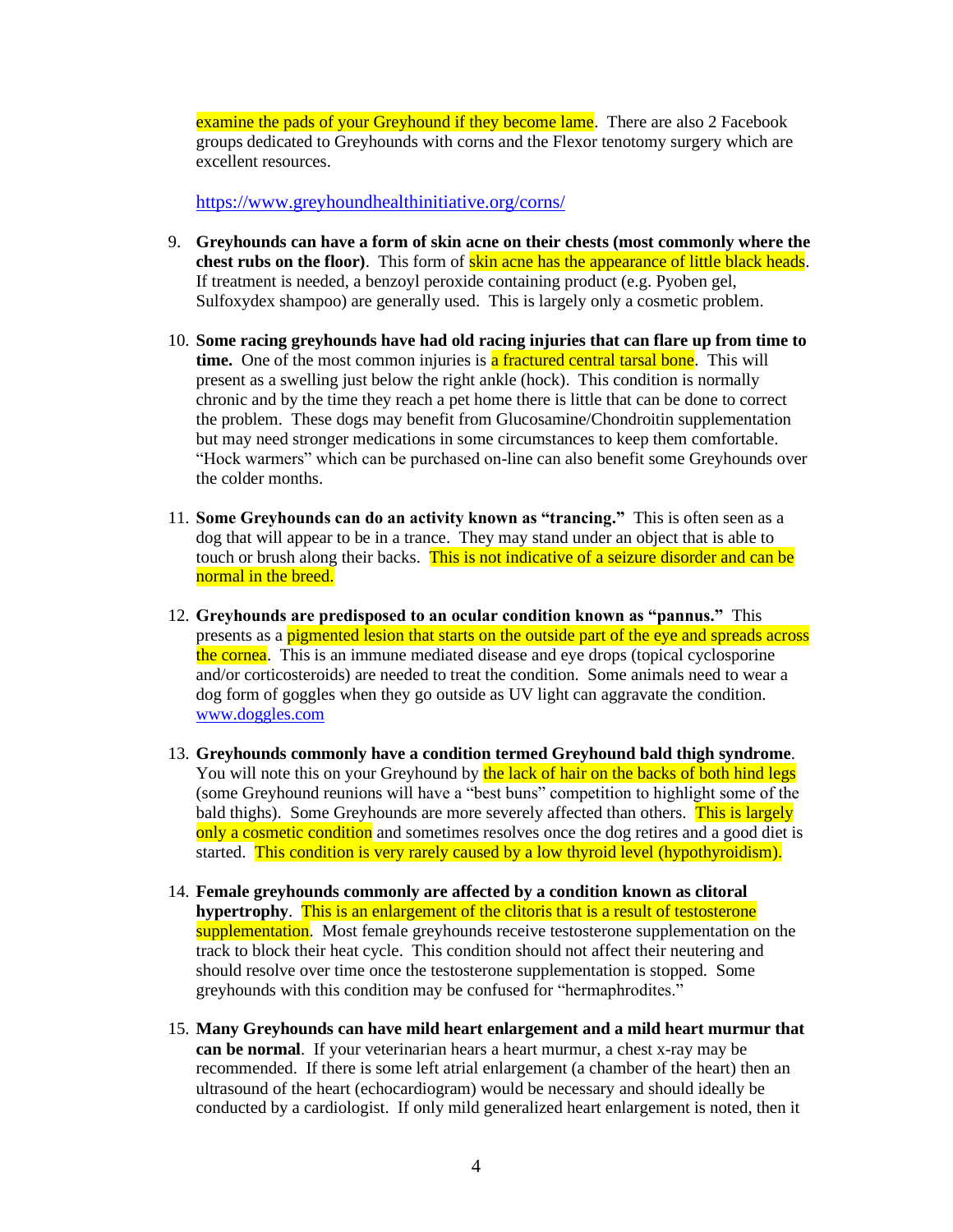examine the pads of your Greyhound if they become lame. There are also 2 Facebook groups dedicated to Greyhounds with corns and the Flexor tenotomy surgery which are excellent resources.

https://www.greyhoundhealthinitiative.org/corns/

9. **Greyhounds can have a form of skin acne on their chests (most commonly where the chest rubs on the floor)**. This form of skin acne has the appearance of little black heads. If treatment is needed, a benzoyl peroxide containing product (e.g. Pyoben gel, Sulfoxydex shampoo) are generally used. This is largely only a cosmetic problem.

10. **Some racing greyhounds have had old racing injuries that can flare up from time to time.** One of the most common injuries is a fractured central tarsal bone. This will present as a swelling just below the right ankle (hock). This condition is normally chronic and by the time they reach a pet home there is little that can be done to correct the problem. These dogs may benefit from Glucosamine/Chondroitin supplementation but may need stronger medications in some circumstances to keep them comfortable. "Hock warmers" which can be purchased on-line can also benefit some Greyhounds over the colder months.

11. **Some Greyhounds can do an activity known as "trancing."** This is often seen as a dog that will appear to be in a trance. They may stand under an object that is able to touch or brush along their backs. This is not indicative of a seizure disorder and can be normal in the breed.

12. **Greyhounds are predisposed to an ocular condition known as "pannus."** This presents as a pigmented lesion that starts on the outside part of the eye and spreads across the cornea. This is an immune mediated disease and eye drops (topical cyclosporine and/or corticosteroids) are needed to treat the condition. Some animals need to wear a dog form of goggles when they go outside as UV light can aggravate the condition. www.doggles.com

13. **Greyhounds commonly have a condition termed Greyhound bald thigh syndrome**. You will note this on your Greyhound by the lack of hair on the backs of both hind legs (some Greyhound reunions will have a "best buns" competition to highlight some of the bald thighs). Some Greyhounds are more severely affected than others. This is largely only a cosmetic condition and sometimes resolves once the dog retires and a good diet is started. This condition is very rarely caused by a low thyroid level (hypothyroidism).

14. **Female greyhounds commonly are affected by a condition known as clitoral hypertrophy**. This is an enlargement of the clitoris that is a result of testosterone supplementation. Most female greyhounds receive testosterone supplementation on the track to block their heat cycle. This condition should not affect their neutering and should resolve over time once the testosterone supplementation is stopped. Some greyhounds with this condition may be confused for "hermaphrodites."

15. **Many Greyhounds can have mild heart enlargement and a mild heart murmur that can be normal**. If your veterinarian hears a heart murmur, a chest x-ray may be recommended. If there is some left atrial enlargement (a chamber of the heart) then an ultrasound of the heart (echocardiogram) would be necessary and should ideally be conducted by a cardiologist. If only mild generalized heart enlargement is noted, then it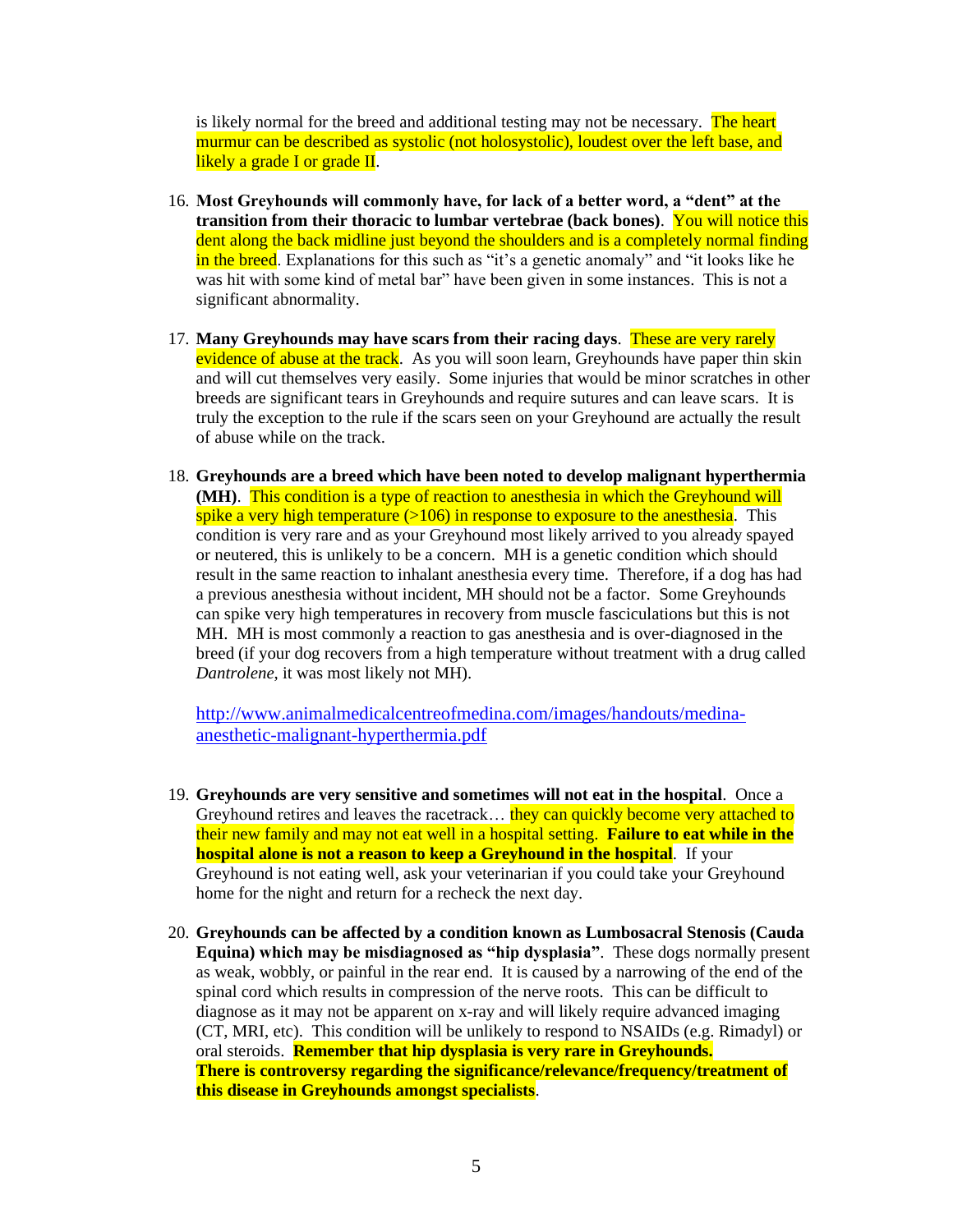is likely normal for the breed and additional testing may not be necessary. The heart murmur can be described as systolic (not holosystolic), loudest over the left base, and likely a grade I or grade II.

16. **Most Greyhounds will commonly have, for lack of a better word, a "dent" at the transition from their thoracic to lumbar vertebrae (back bones)**. You will notice this dent along the back midline just beyond the shoulders and is a completely normal finding in the breed. Explanations for this such as "it's a genetic anomaly" and "it looks like he was hit with some kind of metal bar" have been given in some instances. This is not a significant abnormality.

17. **Many Greyhounds may have scars from their racing days**. These are very rarely evidence of abuse at the track. As you will soon learn, Greyhounds have paper thin skin and will cut themselves very easily. Some injuries that would be minor scratches in other breeds are significant tears in Greyhounds and require sutures and can leave scars. It is truly the exception to the rule if the scars seen on your Greyhound are actually the result of abuse while on the track.

18. **Greyhounds are a breed which have been noted to develop malignant hyperthermia (MH)**. This condition is a type of reaction to anesthesia in which the Greyhound will spike a very high temperature (>106) in response to exposure to the anesthesia. This condition is very rare and as your Greyhound most likely arrived to you already spayed or neutered, this is unlikely to be a concern. MH is a genetic condition which should result in the same reaction to inhalant anesthesia every time. Therefore, if a dog has had a previous anesthesia without incident, MH should not be a factor. Some Greyhounds can spike very high temperatures in recovery from muscle fasciculations but this is not MH. MH is most commonly a reaction to gas anesthesia and is over-diagnosed in the breed (if your dog recovers from a high temperature without treatment with a drug called *Dantrolene*, it was most likely not MH).

    http://www.animalmedicalcentreofmedina.com/images/handouts/medina-anesthetic-malignant-hyperthermia.pdf

19. **Greyhounds are very sensitive and sometimes will not eat in the hospital**. Once a Greyhound retires and leaves the racetrack… they can quickly become very attached to their new family and may not eat well in a hospital setting. **Failure to eat while in the hospital alone is not a reason to keep a Greyhound in the hospital**. If your Greyhound is not eating well, ask your veterinarian if you could take your Greyhound home for the night and return for a recheck the next day.

20. **Greyhounds can be affected by a condition known as Lumbosacral Stenosis (Cauda Equina) which may be misdiagnosed as "hip dysplasia"**. These dogs normally present as weak, wobbly, or painful in the rear end. It is caused by a narrowing of the end of the spinal cord which results in compression of the nerve roots. This can be difficult to diagnose as it may not be apparent on x-ray and will likely require advanced imaging (CT, MRI, etc). This condition will be unlikely to respond to NSAIDs (e.g. Rimadyl) or oral steroids. **Remember that hip dysplasia is very rare in Greyhounds. There is controversy regarding the significance/relevance/frequency/treatment of this disease in Greyhounds amongst specialists**.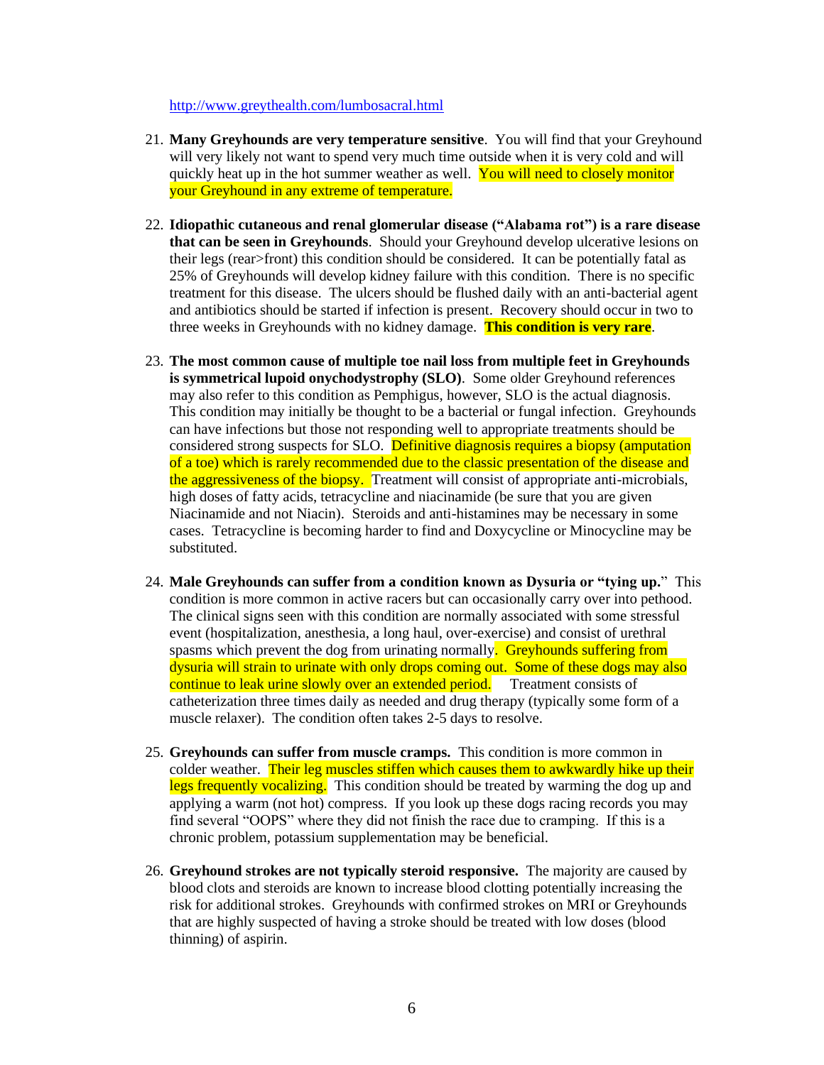http://www.greythealth.com/lumbosacral.html

21. **Many Greyhounds are very temperature sensitive**. You will find that your Greyhound will very likely not want to spend very much time outside when it is very cold and will quickly heat up in the hot summer weather as well. You will need to closely monitor your Greyhound in any extreme of temperature.

22. **Idiopathic cutaneous and renal glomerular disease ("Alabama rot") is a rare disease that can be seen in Greyhounds**. Should your Greyhound develop ulcerative lesions on their legs (rear>front) this condition should be considered. It can be potentially fatal as 25% of Greyhounds will develop kidney failure with this condition. There is no specific treatment for this disease. The ulcers should be flushed daily with an anti-bacterial agent and antibiotics should be started if infection is present. Recovery should occur in two to three weeks in Greyhounds with no kidney damage. **This condition is very rare**.

23. **The most common cause of multiple toe nail loss from multiple feet in Greyhounds is symmetrical lupoid onychodystrophy (SLO)**. Some older Greyhound references may also refer to this condition as Pemphigus, however, SLO is the actual diagnosis. This condition may initially be thought to be a bacterial or fungal infection. Greyhounds can have infections but those not responding well to appropriate treatments should be considered strong suspects for SLO. Definitive diagnosis requires a biopsy (amputation of a toe) which is rarely recommended due to the classic presentation of the disease and the aggressiveness of the biopsy. Treatment will consist of appropriate anti-microbials, high doses of fatty acids, tetracycline and niacinamide (be sure that you are given Niacinamide and not Niacin). Steroids and anti-histamines may be necessary in some cases. Tetracycline is becoming harder to find and Doxycycline or Minocycline may be substituted.

24. **Male Greyhounds can suffer from a condition known as Dysuria or "tying up."** This condition is more common in active racers but can occasionally carry over into pethood. The clinical signs seen with this condition are normally associated with some stressful event (hospitalization, anesthesia, a long haul, over-exercise) and consist of urethral spasms which prevent the dog from urinating normally. Greyhounds suffering from dysuria will strain to urinate with only drops coming out. Some of these dogs may also continue to leak urine slowly over an extended period. Treatment consists of catheterization three times daily as needed and drug therapy (typically some form of a muscle relaxer). The condition often takes 2-5 days to resolve.

25. **Greyhounds can suffer from muscle cramps.** This condition is more common in colder weather. Their leg muscles stiffen which causes them to awkwardly hike up their legs frequently vocalizing. This condition should be treated by warming the dog up and applying a warm (not hot) compress. If you look up these dogs racing records you may find several "OOPS" where they did not finish the race due to cramping. If this is a chronic problem, potassium supplementation may be beneficial.

26. **Greyhound strokes are not typically steroid responsive.** The majority are caused by blood clots and steroids are known to increase blood clotting potentially increasing the risk for additional strokes. Greyhounds with confirmed strokes on MRI or Greyhounds that are highly suspected of having a stroke should be treated with low doses (blood thinning) of aspirin.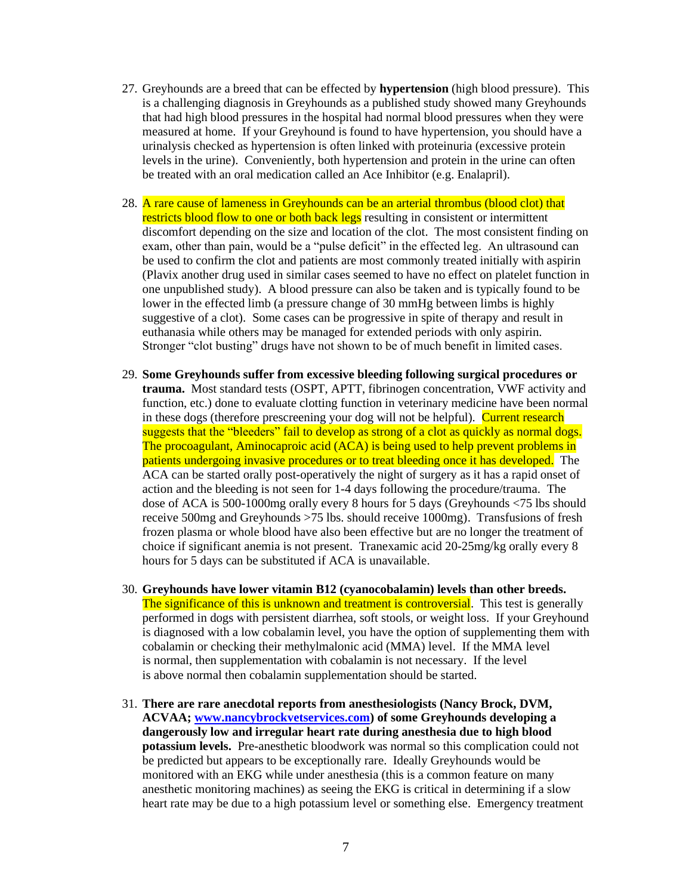27. Greyhounds are a breed that can be effected by **hypertension** (high blood pressure). This is a challenging diagnosis in Greyhounds as a published study showed many Greyhounds that had high blood pressures in the hospital had normal blood pressures when they were measured at home. If your Greyhound is found to have hypertension, you should have a urinalysis checked as hypertension is often linked with proteinuria (excessive protein levels in the urine). Conveniently, both hypertension and protein in the urine can often be treated with an oral medication called an Ace Inhibitor (e.g. Enalapril).

28. A rare cause of lameness in Greyhounds can be an arterial thrombus (blood clot) that restricts blood flow to one or both back legs resulting in consistent or intermittent discomfort depending on the size and location of the clot. The most consistent finding on exam, other than pain, would be a "pulse deficit" in the effected leg. An ultrasound can be used to confirm the clot and patients are most commonly treated initially with aspirin (Plavix another drug used in similar cases seemed to have no effect on platelet function in one unpublished study). A blood pressure can also be taken and is typically found to be lower in the effected limb (a pressure change of 30 mmHg between limbs is highly suggestive of a clot). Some cases can be progressive in spite of therapy and result in euthanasia while others may be managed for extended periods with only aspirin. Stronger "clot busting" drugs have not shown to be of much benefit in limited cases.

29. **Some Greyhounds suffer from excessive bleeding following surgical procedures or trauma.** Most standard tests (OSPT, APTT, fibrinogen concentration, VWF activity and function, etc.) done to evaluate clotting function in veterinary medicine have been normal in these dogs (therefore prescreening your dog will not be helpful). Current research suggests that the "bleeders" fail to develop as strong of a clot as quickly as normal dogs. The procoagulant, Aminocaproic acid (ACA) is being used to help prevent problems in patients undergoing invasive procedures or to treat bleeding once it has developed. The ACA can be started orally post-operatively the night of surgery as it has a rapid onset of action and the bleeding is not seen for 1-4 days following the procedure/trauma. The dose of ACA is 500-1000mg orally every 8 hours for 5 days (Greyhounds <75 lbs should receive 500mg and Greyhounds >75 lbs. should receive 1000mg). Transfusions of fresh frozen plasma or whole blood have also been effective but are no longer the treatment of choice if significant anemia is not present. Tranexamic acid 20-25mg/kg orally every 8 hours for 5 days can be substituted if ACA is unavailable.

30. **Greyhounds have lower vitamin B12 (cyanocobalamin) levels than other breeds.** The significance of this is unknown and treatment is controversial. This test is generally performed in dogs with persistent diarrhea, soft stools, or weight loss. If your Greyhound is diagnosed with a low cobalamin level, you have the option of supplementing them with cobalamin or checking their methylmalonic acid (MMA) level. If the MMA level is normal, then supplementation with cobalamin is not necessary. If the level is above normal then cobalamin supplementation should be started.

31. **There are rare anecdotal reports from anesthesiologists (Nancy Brock, DVM, ACVAA; [www.nancybrockvetservices.com](http://www.nancybrockvetservices.com)) of some Greyhounds developing a dangerously low and irregular heart rate during anesthesia due to high blood potassium levels.** Pre-anesthetic bloodwork was normal so this complication could not be predicted but appears to be exceptionally rare. Ideally Greyhounds would be monitored with an EKG while under anesthesia (this is a common feature on many anesthetic monitoring machines) as seeing the EKG is critical in determining if a slow heart rate may be due to a high potassium level or something else. Emergency treatment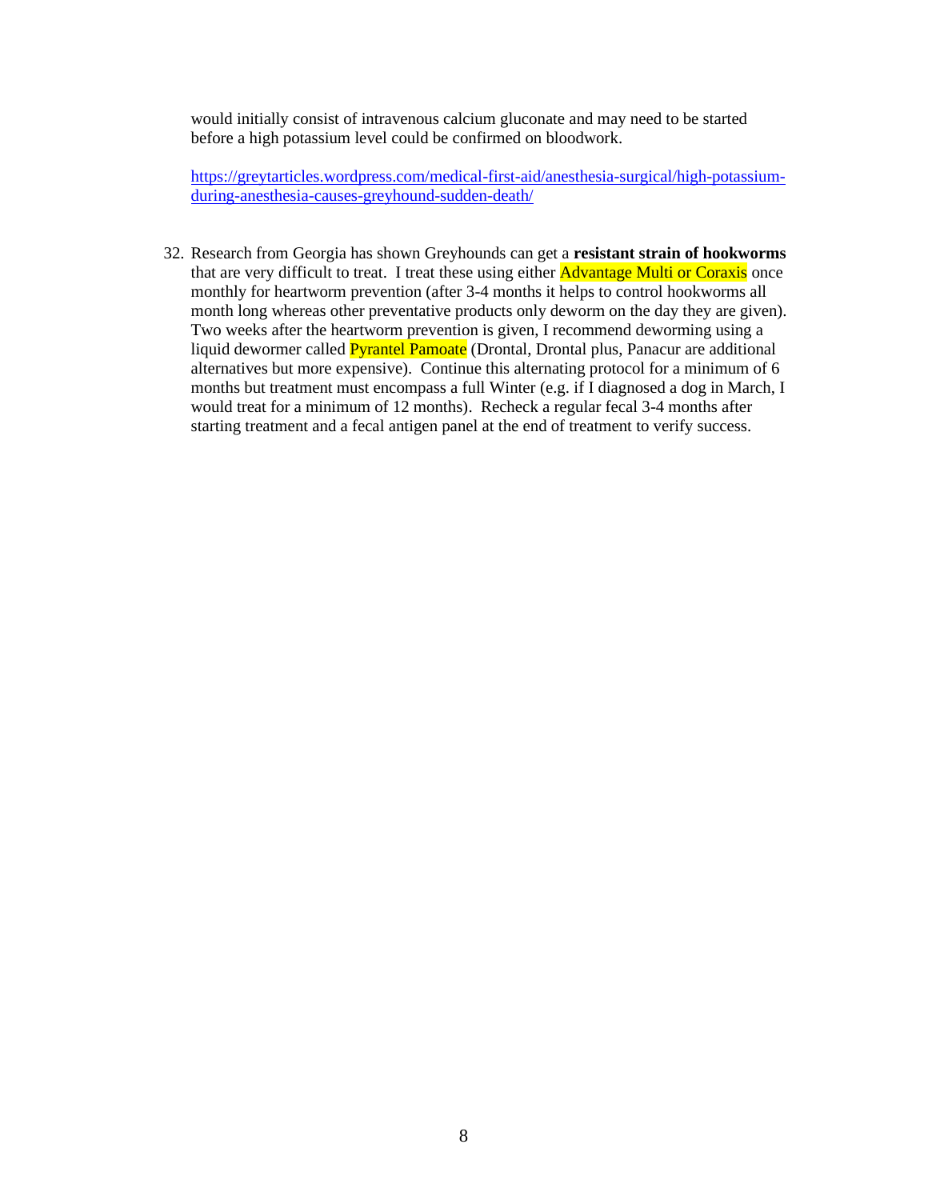would initially consist of intravenous calcium gluconate and may need to be started before a high potassium level could be confirmed on bloodwork.

https://greytarticles.wordpress.com/medical-first-aid/anesthesia-surgical/high-potassium-during-anesthesia-causes-greyhound-sudden-death/

32. Research from Georgia has shown Greyhounds can get a **resistant strain of hookworms** that are very difficult to treat. I treat these using either Advantage Multi or Coraxis once monthly for heartworm prevention (after 3-4 months it helps to control hookworms all month long whereas other preventative products only deworm on the day they are given). Two weeks after the heartworm prevention is given, I recommend deworming using a liquid dewormer called Pyrantel Pamoate (Drontal, Drontal plus, Panacur are additional alternatives but more expensive). Continue this alternating protocol for a minimum of 6 months but treatment must encompass a full Winter (e.g. if I diagnosed a dog in March, I would treat for a minimum of 12 months). Recheck a regular fecal 3-4 months after starting treatment and a fecal antigen panel at the end of treatment to verify success.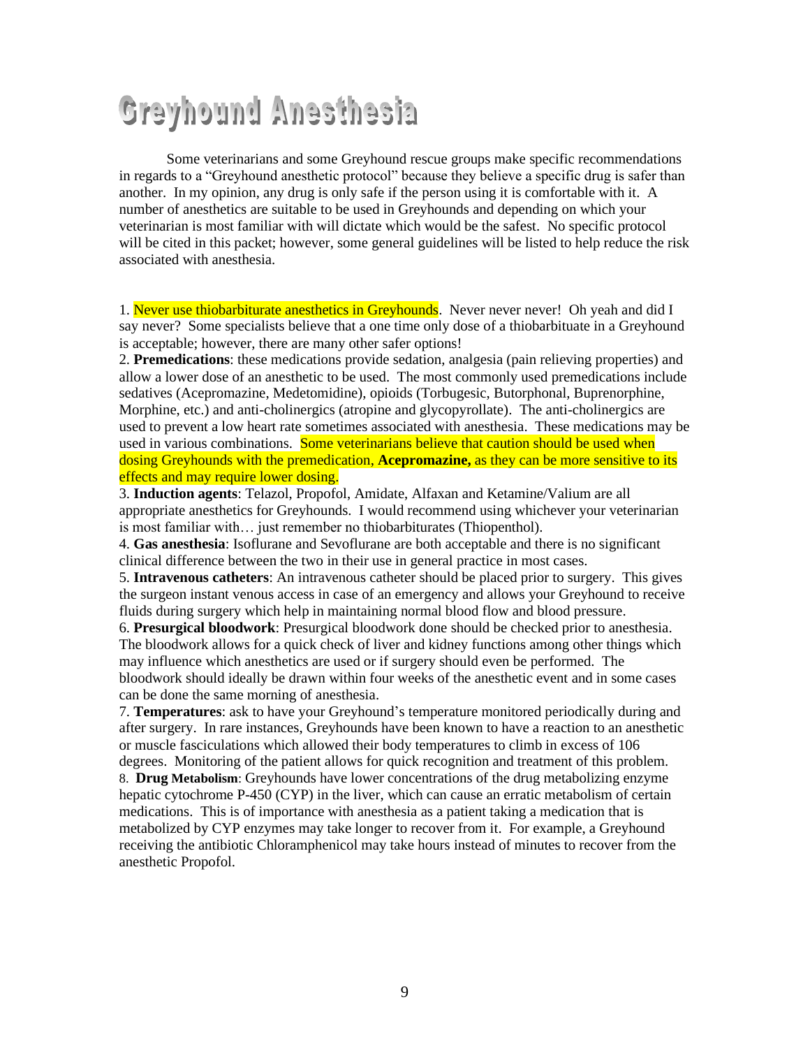# Greyhound Anesthesia

Some veterinarians and some Greyhound rescue groups make specific recommendations in regards to a "Greyhound anesthetic protocol" because they believe a specific drug is safer than another. In my opinion, any drug is only safe if the person using it is comfortable with it. A number of anesthetics are suitable to be used in Greyhounds and depending on which your veterinarian is most familiar with will dictate which would be the safest. No specific protocol will be cited in this packet; however, some general guidelines will be listed to help reduce the risk associated with anesthesia.

1. Never use thiobarbiturate anesthetics in Greyhounds. Never never never! Oh yeah and did I say never? Some specialists believe that a one time only dose of a thiobarbituate in a Greyhound is acceptable; however, there are many other safer options!
2. **Premedications**: these medications provide sedation, analgesia (pain relieving properties) and allow a lower dose of an anesthetic to be used. The most commonly used premedications include sedatives (Acepromazine, Medetomidine), opioids (Torbugesic, Butorphonal, Buprenorphine, Morphine, etc.) and anti-cholinergics (atropine and glycopyrollate). The anti-cholinergics are used to prevent a low heart rate sometimes associated with anesthesia. These medications may be used in various combinations. Some veterinarians believe that caution should be used when dosing Greyhounds with the premedication, **Acepromazine,** as they can be more sensitive to its effects and may require lower dosing.
3. **Induction agents**: Telazol, Propofol, Amidate, Alfaxan and Ketamine/Valium are all appropriate anesthetics for Greyhounds. I would recommend using whichever your veterinarian is most familiar with… just remember no thiobarbiturates (Thiopenthol).
4. **Gas anesthesia**: Isoflurane and Sevoflurane are both acceptable and there is no significant clinical difference between the two in their use in general practice in most cases.
5. **Intravenous catheters**: An intravenous catheter should be placed prior to surgery. This gives the surgeon instant venous access in case of an emergency and allows your Greyhound to receive fluids during surgery which help in maintaining normal blood flow and blood pressure.
6. **Presurgical bloodwork**: Presurgical bloodwork done should be checked prior to anesthesia. The bloodwork allows for a quick check of liver and kidney functions among other things which may influence which anesthetics are used or if surgery should even be performed. The bloodwork should ideally be drawn within four weeks of the anesthetic event and in some cases can be done the same morning of anesthesia.
7. **Temperatures**: ask to have your Greyhound's temperature monitored periodically during and after surgery. In rare instances, Greyhounds have been known to have a reaction to an anesthetic or muscle fasciculations which allowed their body temperatures to climb in excess of 106 degrees. Monitoring of the patient allows for quick recognition and treatment of this problem.
8. **Drug Metabolism**: Greyhounds have lower concentrations of the drug metabolizing enzyme hepatic cytochrome P-450 (CYP) in the liver, which can cause an erratic metabolism of certain medications. This is of importance with anesthesia as a patient taking a medication that is metabolized by CYP enzymes may take longer to recover from it. For example, a Greyhound receiving the antibiotic Chloramphenicol may take hours instead of minutes to recover from the anesthetic Propofol.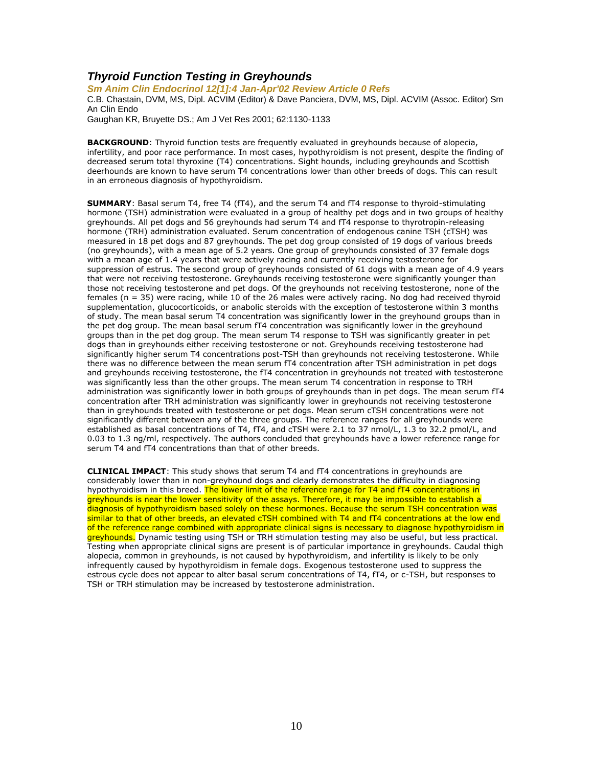## *Thyroid Function Testing in Greyhounds*

***Sm Anim Clin Endocrinol 12[1]:4 Jan-Apr'02 Review Article 0 Refs***

C.B. Chastain, DVM, MS, Dipl. ACVIM (Editor) & Dave Panciera, DVM, MS, Dipl. ACVIM (Assoc. Editor) Sm An Clin Endo

Gaughan KR, Bruyette DS.; Am J Vet Res 2001; 62:1130-1133

**BACKGROUND**: Thyroid function tests are frequently evaluated in greyhounds because of alopecia, infertility, and poor race performance. In most cases, hypothyroidism is not present, despite the finding of decreased serum total thyroxine (T4) concentrations. Sight hounds, including greyhounds and Scottish deerhounds are known to have serum T4 concentrations lower than other breeds of dogs. This can result in an erroneous diagnosis of hypothyroidism.

**SUMMARY**: Basal serum T4, free T4 (fT4), and the serum T4 and fT4 response to thyroid-stimulating hormone (TSH) administration were evaluated in a group of healthy pet dogs and in two groups of healthy greyhounds. All pet dogs and 56 greyhounds had serum T4 and fT4 response to thyrotropin-releasing hormone (TRH) administration evaluated. Serum concentration of endogenous canine TSH (cTSH) was measured in 18 pet dogs and 87 greyhounds. The pet dog group consisted of 19 dogs of various breeds (no greyhounds), with a mean age of 5.2 years. One group of greyhounds consisted of 37 female dogs with a mean age of 1.4 years that were actively racing and currently receiving testosterone for suppression of estrus. The second group of greyhounds consisted of 61 dogs with a mean age of 4.9 years that were not receiving testosterone. Greyhounds receiving testosterone were significantly younger than those not receiving testosterone and pet dogs. Of the greyhounds not receiving testosterone, none of the females (n = 35) were racing, while 10 of the 26 males were actively racing. No dog had received thyroid supplementation, glucocorticoids, or anabolic steroids with the exception of testosterone within 3 months of study. The mean basal serum T4 concentration was significantly lower in the greyhound groups than in the pet dog group. The mean basal serum fT4 concentration was significantly lower in the greyhound groups than in the pet dog group. The mean serum T4 response to TSH was significantly greater in pet dogs than in greyhounds either receiving testosterone or not. Greyhounds receiving testosterone had significantly higher serum T4 concentrations post-TSH than greyhounds not receiving testosterone. While there was no difference between the mean serum fT4 concentration after TSH administration in pet dogs and greyhounds receiving testosterone, the fT4 concentration in greyhounds not treated with testosterone was significantly less than the other groups. The mean serum T4 concentration in response to TRH administration was significantly lower in both groups of greyhounds than in pet dogs. The mean serum fT4 concentration after TRH administration was significantly lower in greyhounds not receiving testosterone than in greyhounds treated with testosterone or pet dogs. Mean serum cTSH concentrations were not significantly different between any of the three groups. The reference ranges for all greyhounds were established as basal concentrations of T4, fT4, and cTSH were 2.1 to 37 nmol/L, 1.3 to 32.2 pmol/L, and 0.03 to 1.3 ng/ml, respectively. The authors concluded that greyhounds have a lower reference range for serum T4 and fT4 concentrations than that of other breeds.

**CLINICAL IMPACT**: This study shows that serum T4 and fT4 concentrations in greyhounds are considerably lower than in non-greyhound dogs and clearly demonstrates the difficulty in diagnosing hypothyroidism in this breed. The lower limit of the reference range for T4 and fT4 concentrations in greyhounds is near the lower sensitivity of the assays. Therefore, it may be impossible to establish a diagnosis of hypothyroidism based solely on these hormones. Because the serum TSH concentration was similar to that of other breeds, an elevated cTSH combined with T4 and fT4 concentrations at the low end of the reference range combined with appropriate clinical signs is necessary to diagnose hypothyroidism in greyhounds. Dynamic testing using TSH or TRH stimulation testing may also be useful, but less practical. Testing when appropriate clinical signs are present is of particular importance in greyhounds. Caudal thigh alopecia, common in greyhounds, is not caused by hypothyroidism, and infertility is likely to be only infrequently caused by hypothyroidism in female dogs. Exogenous testosterone used to suppress the estrous cycle does not appear to alter basal serum concentrations of T4, fT4, or c-TSH, but responses to TSH or TRH stimulation may be increased by testosterone administration.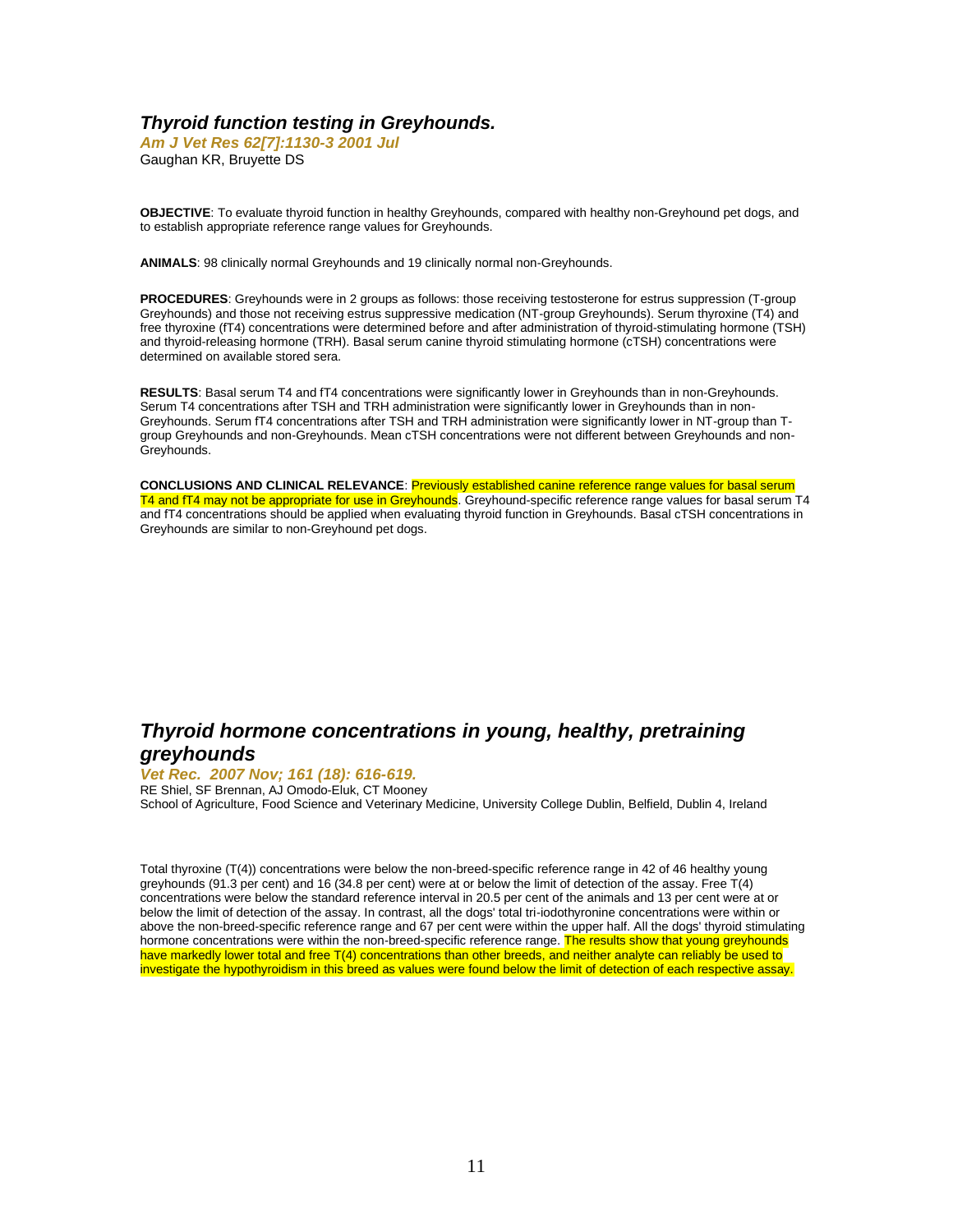## *Thyroid function testing in Greyhounds.*

***Am J Vet Res 62[7]:1130-3 2001 Jul***
Gaughan KR, Bruyette DS

**OBJECTIVE**: To evaluate thyroid function in healthy Greyhounds, compared with healthy non-Greyhound pet dogs, and to establish appropriate reference range values for Greyhounds.

**ANIMALS**: 98 clinically normal Greyhounds and 19 clinically normal non-Greyhounds.

**PROCEDURES**: Greyhounds were in 2 groups as follows: those receiving testosterone for estrus suppression (T-group Greyhounds) and those not receiving estrus suppressive medication (NT-group Greyhounds). Serum thyroxine (T4) and free thyroxine (fT4) concentrations were determined before and after administration of thyroid-stimulating hormone (TSH) and thyroid-releasing hormone (TRH). Basal serum canine thyroid stimulating hormone (cTSH) concentrations were determined on available stored sera.

**RESULTS**: Basal serum T4 and fT4 concentrations were significantly lower in Greyhounds than in non-Greyhounds. Serum T4 concentrations after TSH and TRH administration were significantly lower in Greyhounds than in non-Greyhounds. Serum fT4 concentrations after TSH and TRH administration were significantly lower in NT-group than T-group Greyhounds and non-Greyhounds. Mean cTSH concentrations were not different between Greyhounds and non-Greyhounds.

**CONCLUSIONS AND CLINICAL RELEVANCE**: Previously established canine reference range values for basal serum T4 and fT4 may not be appropriate for use in Greyhounds. Greyhound-specific reference range values for basal serum T4 and fT4 concentrations should be applied when evaluating thyroid function in Greyhounds. Basal cTSH concentrations in Greyhounds are similar to non-Greyhound pet dogs.

## *Thyroid hormone concentrations in young, healthy, pretraining greyhounds*

***Vet Rec. 2007 Nov; 161 (18): 616-619.***
RE Shiel, SF Brennan, AJ Omodo-Eluk, CT Mooney
School of Agriculture, Food Science and Veterinary Medicine, University College Dublin, Belfield, Dublin 4, Ireland

Total thyroxine (T(4)) concentrations were below the non-breed-specific reference range in 42 of 46 healthy young greyhounds (91.3 per cent) and 16 (34.8 per cent) were at or below the limit of detection of the assay. Free T(4) concentrations were below the standard reference interval in 20.5 per cent of the animals and 13 per cent were at or below the limit of detection of the assay. In contrast, all the dogs' total tri-iodothyronine concentrations were within or above the non-breed-specific reference range and 67 per cent were within the upper half. All the dogs' thyroid stimulating hormone concentrations were within the non-breed-specific reference range. The results show that young greyhounds have markedly lower total and free T(4) concentrations than other breeds, and neither analyte can reliably be used to investigate the hypothyroidism in this breed as values were found below the limit of detection of each respective assay.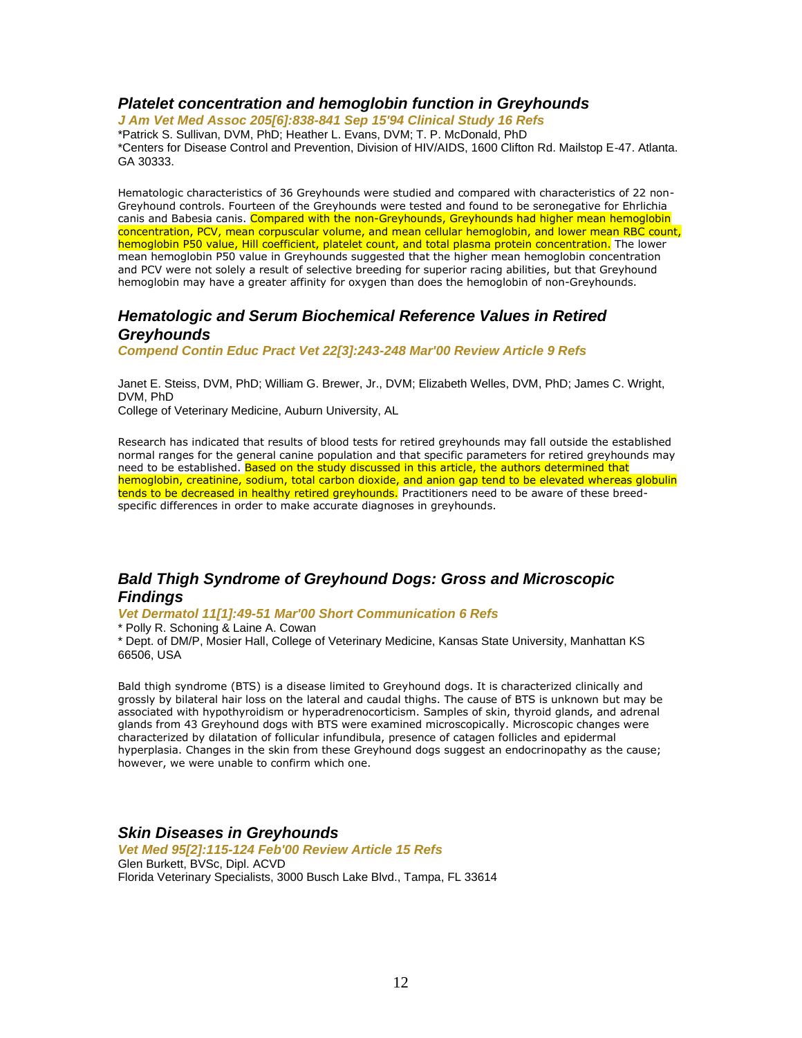## *Platelet concentration and hemoglobin function in Greyhounds*

***J Am Vet Med Assoc 205[6]:838-841 Sep 15'94 Clinical Study 16 Refs***

*Patrick S. Sullivan, DVM, PhD; Heather L. Evans, DVM; T. P. McDonald, PhD
*Centers for Disease Control and Prevention, Division of HIV/AIDS, 1600 Clifton Rd. Mailstop E-47. Atlanta. GA 30333.

Hematologic characteristics of 36 Greyhounds were studied and compared with characteristics of 22 non-Greyhound controls. Fourteen of the Greyhounds were tested and found to be seronegative for Ehrlichia canis and Babesia canis. Compared with the non-Greyhounds, Greyhounds had higher mean hemoglobin concentration, PCV, mean corpuscular volume, and mean cellular hemoglobin, and lower mean RBC count, hemoglobin P50 value, Hill coefficient, platelet count, and total plasma protein concentration. The lower mean hemoglobin P50 value in Greyhounds suggested that the higher mean hemoglobin concentration and PCV were not solely a result of selective breeding for superior racing abilities, but that Greyhound hemoglobin may have a greater affinity for oxygen than does the hemoglobin of non-Greyhounds.

## *Hematologic and Serum Biochemical Reference Values in Retired Greyhounds*

***Compend Contin Educ Pract Vet 22[3]:243-248 Mar'00 Review Article 9 Refs***

Janet E. Steiss, DVM, PhD; William G. Brewer, Jr., DVM; Elizabeth Welles, DVM, PhD; James C. Wright, DVM, PhD
College of Veterinary Medicine, Auburn University, AL

Research has indicated that results of blood tests for retired greyhounds may fall outside the established normal ranges for the general canine population and that specific parameters for retired greyhounds may need to be established. Based on the study discussed in this article, the authors determined that hemoglobin, creatinine, sodium, total carbon dioxide, and anion gap tend to be elevated whereas globulin tends to be decreased in healthy retired greyhounds. Practitioners need to be aware of these breed-specific differences in order to make accurate diagnoses in greyhounds.

## *Bald Thigh Syndrome of Greyhound Dogs: Gross and Microscopic Findings*

***Vet Dermatol 11[1]:49-51 Mar'00 Short Communication 6 Refs***

* Polly R. Schoning & Laine A. Cowan
* Dept. of DM/P, Mosier Hall, College of Veterinary Medicine, Kansas State University, Manhattan KS 66506, USA

Bald thigh syndrome (BTS) is a disease limited to Greyhound dogs. It is characterized clinically and grossly by bilateral hair loss on the lateral and caudal thighs. The cause of BTS is unknown but may be associated with hypothyroidism or hyperadrenocorticism. Samples of skin, thyroid glands, and adrenal glands from 43 Greyhound dogs with BTS were examined microscopically. Microscopic changes were characterized by dilatation of follicular infundibula, presence of catagen follicles and epidermal hyperplasia. Changes in the skin from these Greyhound dogs suggest an endocrinopathy as the cause; however, we were unable to confirm which one.

## *Skin Diseases in Greyhounds*

***Vet Med 95[2]:115-124 Feb'00 Review Article 15 Refs***

Glen Burkett, BVSc, Dipl. ACVD
Florida Veterinary Specialists, 3000 Busch Lake Blvd., Tampa, FL 33614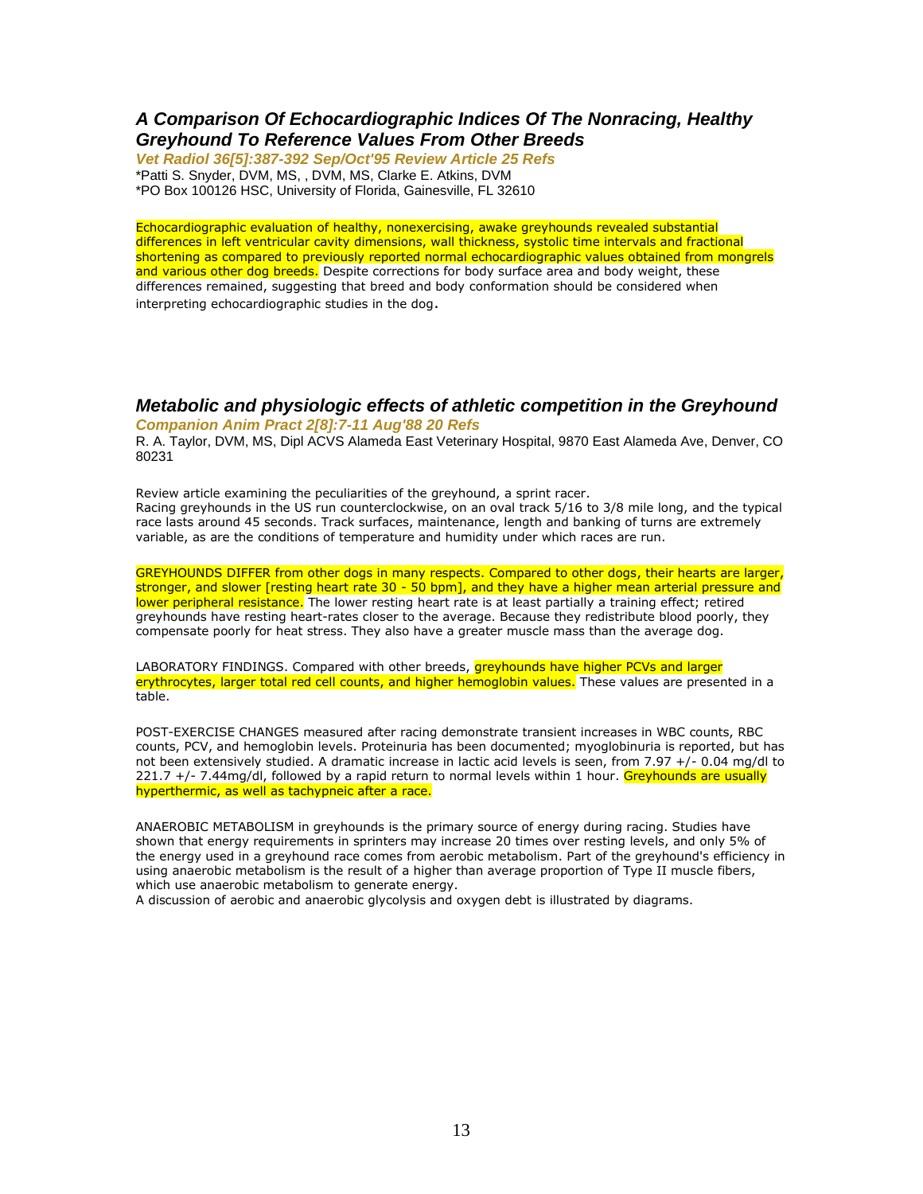## *A Comparison Of Echocardiographic Indices Of The Nonracing, Healthy Greyhound To Reference Values From Other Breeds*

***Vet Radiol 36[5]:387-392 Sep/Oct'95 Review Article 25 Refs***

*Patti S. Snyder, DVM, MS, , DVM, MS, Clarke E. Atkins, DVM
*PO Box 100126 HSC, University of Florida, Gainesville, FL 32610

Echocardiographic evaluation of healthy, nonexercising, awake greyhounds revealed substantial differences in left ventricular cavity dimensions, wall thickness, systolic time intervals and fractional shortening as compared to previously reported normal echocardiographic values obtained from mongrels and various other dog breeds. Despite corrections for body surface area and body weight, these differences remained, suggesting that breed and body conformation should be considered when interpreting echocardiographic studies in the dog.

## *Metabolic and physiologic effects of athletic competition in the Greyhound*

***Companion Anim Pract 2[8]:7-11 Aug'88 20 Refs***

R. A. Taylor, DVM, MS, Dipl ACVS Alameda East Veterinary Hospital, 9870 East Alameda Ave, Denver, CO 80231

Review article examining the peculiarities of the greyhound, a sprint racer.
Racing greyhounds in the US run counterclockwise, on an oval track 5/16 to 3/8 mile long, and the typical race lasts around 45 seconds. Track surfaces, maintenance, length and banking of turns are extremely variable, as are the conditions of temperature and humidity under which races are run.

GREYHOUNDS DIFFER from other dogs in many respects. Compared to other dogs, their hearts are larger, stronger, and slower [resting heart rate 30 - 50 bpm], and they have a higher mean arterial pressure and lower peripheral resistance. The lower resting heart rate is at least partially a training effect; retired greyhounds have resting heart-rates closer to the average. Because they redistribute blood poorly, they compensate poorly for heat stress. They also have a greater muscle mass than the average dog.

LABORATORY FINDINGS. Compared with other breeds, greyhounds have higher PCVs and larger erythrocytes, larger total red cell counts, and higher hemoglobin values. These values are presented in a table.

POST-EXERCISE CHANGES measured after racing demonstrate transient increases in WBC counts, RBC counts, PCV, and hemoglobin levels. Proteinuria has been documented; myoglobinuria is reported, but has not been extensively studied. A dramatic increase in lactic acid levels is seen, from 7.97 +/- 0.04 mg/dl to 221.7 +/- 7.44mg/dl, followed by a rapid return to normal levels within 1 hour. Greyhounds are usually hyperthermic, as well as tachypneic after a race.

ANAEROBIC METABOLISM in greyhounds is the primary source of energy during racing. Studies have shown that energy requirements in sprinters may increase 20 times over resting levels, and only 5% of the energy used in a greyhound race comes from aerobic metabolism. Part of the greyhound's efficiency in using anaerobic metabolism is the result of a higher than average proportion of Type II muscle fibers, which use anaerobic metabolism to generate energy.
A discussion of aerobic and anaerobic glycolysis and oxygen debt is illustrated by diagrams.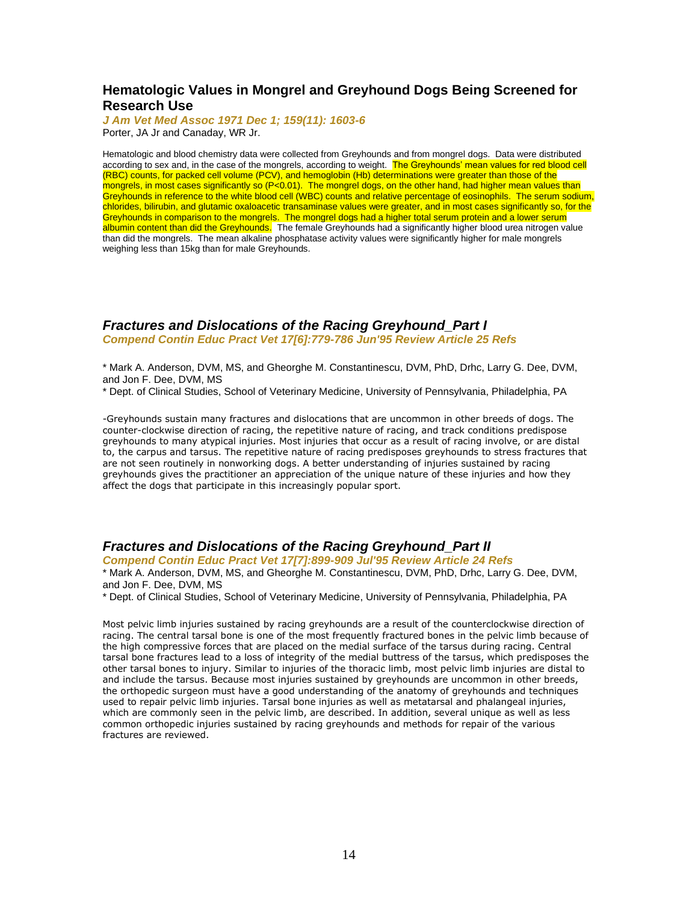## Hematologic Values in Mongrel and Greyhound Dogs Being Screened for Research Use

***J Am Vet Med Assoc 1971 Dec 1; 159(11): 1603-6***

Porter, JA Jr and Canaday, WR Jr.

Hematologic and blood chemistry data were collected from Greyhounds and from mongrel dogs. Data were distributed according to sex and, in the case of the mongrels, according to weight. The Greyhounds' mean values for red blood cell (RBC) counts, for packed cell volume (PCV), and hemoglobin (Hb) determinations were greater than those of the mongrels, in most cases significantly so (P<0.01). The mongrel dogs, on the other hand, had higher mean values than Greyhounds in reference to the white blood cell (WBC) counts and relative percentage of eosinophils. The serum sodium, chlorides, bilirubin, and glutamic oxaloacetic transaminase values were greater, and in most cases significantly so, for the Greyhounds in comparison to the mongrels. The mongrel dogs had a higher total serum protein and a lower serum albumin content than did the Greyhounds. The female Greyhounds had a significantly higher blood urea nitrogen value than did the mongrels. The mean alkaline phosphatase activity values were significantly higher for male mongrels weighing less than 15kg than for male Greyhounds.

## *Fractures and Dislocations of the Racing Greyhound_Part I*

***Compend Contin Educ Pract Vet 17[6]:779-786 Jun'95 Review Article 25 Refs***

* Mark A. Anderson, DVM, MS, and Gheorghe M. Constantinescu, DVM, PhD, Drhc, Larry G. Dee, DVM, and Jon F. Dee, DVM, MS
* Dept. of Clinical Studies, School of Veterinary Medicine, University of Pennsylvania, Philadelphia, PA

-Greyhounds sustain many fractures and dislocations that are uncommon in other breeds of dogs. The counter-clockwise direction of racing, the repetitive nature of racing, and track conditions predispose greyhounds to many atypical injuries. Most injuries that occur as a result of racing involve, or are distal to, the carpus and tarsus. The repetitive nature of racing predisposes greyhounds to stress fractures that are not seen routinely in nonworking dogs. A better understanding of injuries sustained by racing greyhounds gives the practitioner an appreciation of the unique nature of these injuries and how they affect the dogs that participate in this increasingly popular sport.

## *Fractures and Dislocations of the Racing Greyhound_Part II*

***Compend Contin Educ Pract Vet 17[7]:899-909 Jul'95 Review Article 24 Refs***

* Mark A. Anderson, DVM, MS, and Gheorghe M. Constantinescu, DVM, PhD, Drhc, Larry G. Dee, DVM, and Jon F. Dee, DVM, MS
* Dept. of Clinical Studies, School of Veterinary Medicine, University of Pennsylvania, Philadelphia, PA

Most pelvic limb injuries sustained by racing greyhounds are a result of the counterclockwise direction of racing. The central tarsal bone is one of the most frequently fractured bones in the pelvic limb because of the high compressive forces that are placed on the medial surface of the tarsus during racing. Central tarsal bone fractures lead to a loss of integrity of the medial buttress of the tarsus, which predisposes the other tarsal bones to injury. Similar to injuries of the thoracic limb, most pelvic limb injuries are distal to and include the tarsus. Because most injuries sustained by greyhounds are uncommon in other breeds, the orthopedic surgeon must have a good understanding of the anatomy of greyhounds and techniques used to repair pelvic limb injuries. Tarsal bone injuries as well as metatarsal and phalangeal injuries, which are commonly seen in the pelvic limb, are described. In addition, several unique as well as less common orthopedic injuries sustained by racing greyhounds and methods for repair of the various fractures are reviewed.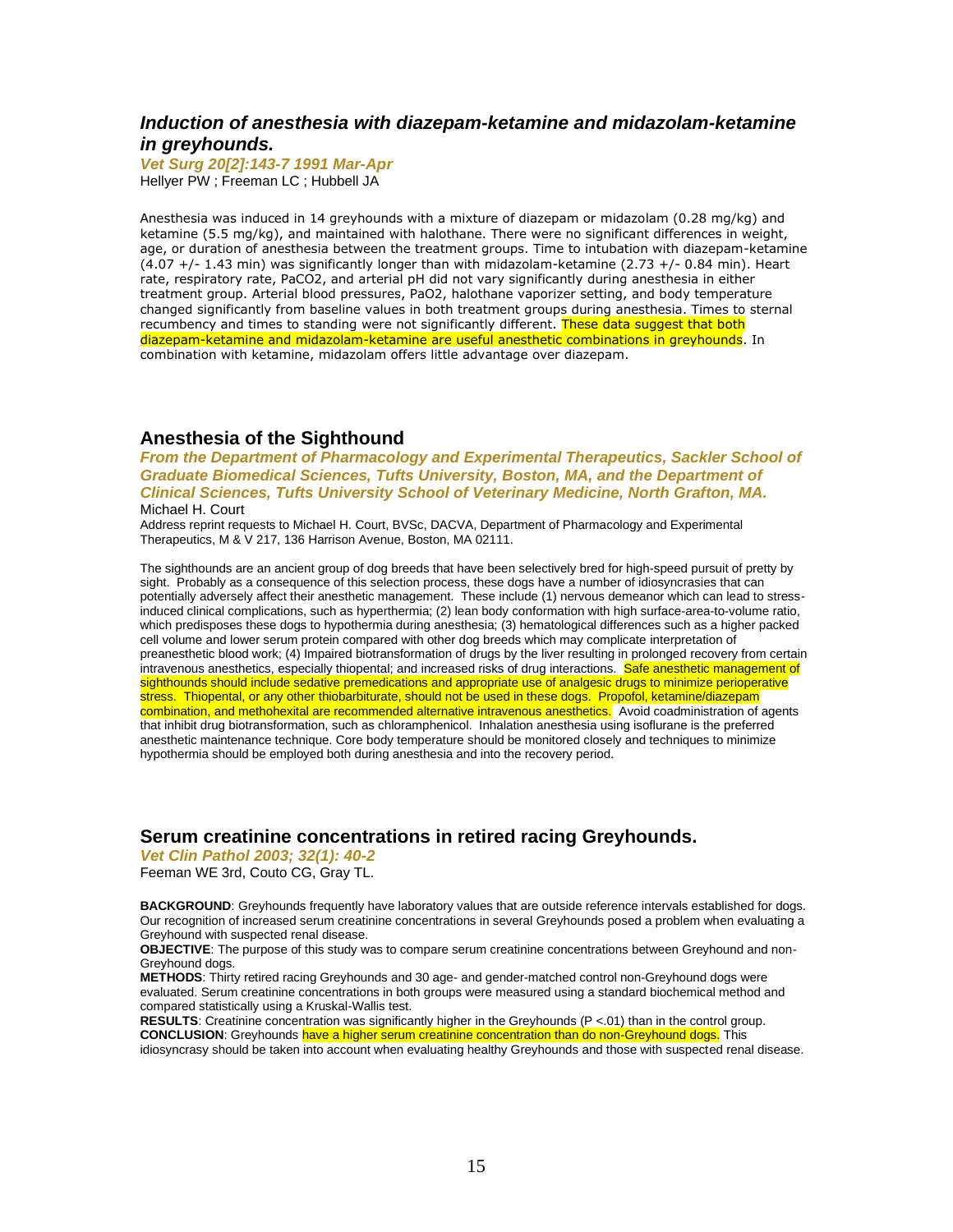## *Induction of anesthesia with diazepam-ketamine and midazolam-ketamine in greyhounds.*

***Vet Surg 20[2]:143-7 1991 Mar-Apr***

Hellyer PW ; Freeman LC ; Hubbell JA

Anesthesia was induced in 14 greyhounds with a mixture of diazepam or midazolam (0.28 mg/kg) and ketamine (5.5 mg/kg), and maintained with halothane. There were no significant differences in weight, age, or duration of anesthesia between the treatment groups. Time to intubation with diazepam-ketamine (4.07 +/- 1.43 min) was significantly longer than with midazolam-ketamine (2.73 +/- 0.84 min). Heart rate, respiratory rate, $PaCO_2$, and arterial pH did not vary significantly during anesthesia in either treatment group. Arterial blood pressures, $PaO_2$, halothane vaporizer setting, and body temperature changed significantly from baseline values in both treatment groups during anesthesia. Times to sternal recumbency and times to standing were not significantly different. These data suggest that both diazepam-ketamine and midazolam-ketamine are useful anesthetic combinations in greyhounds. In combination with ketamine, midazolam offers little advantage over diazepam.

## Anesthesia of the Sighthound

***From the Department of Pharmacology and Experimental Therapeutics, Sackler School of Graduate Biomedical Sciences, Tufts University, Boston, MA, and the Department of Clinical Sciences, Tufts University School of Veterinary Medicine, North Grafton, MA.***

Michael H. Court

Address reprint requests to Michael H. Court, BVSc, DACVA, Department of Pharmacology and Experimental Therapeutics, M & V 217, 136 Harrison Avenue, Boston, MA 02111.

The sighthounds are an ancient group of dog breeds that have been selectively bred for high-speed pursuit of pretty by sight. Probably as a consequence of this selection process, these dogs have a number of idiosyncrasies that can potentially adversely affect their anesthetic management. These include (1) nervous demeanor which can lead to stress-induced clinical complications, such as hyperthermia; (2) lean body conformation with high surface-area-to-volume ratio, which predisposes these dogs to hypothermia during anesthesia; (3) hematological differences such as a higher packed cell volume and lower serum protein compared with other dog breeds which may complicate interpretation of preanesthetic blood work; (4) Impaired biotransformation of drugs by the liver resulting in prolonged recovery from certain intravenous anesthetics, especially thiopental; and increased risks of drug interactions. Safe anesthetic management of sighthounds should include sedative premedications and appropriate use of analgesic drugs to minimize perioperative stress. Thiopental, or any other thiobarbiturate, should not be used in these dogs. Propofol, ketamine/diazepam combination, and methohexital are recommended alternative intravenous anesthetics. Avoid coadministration of agents that inhibit drug biotransformation, such as chloramphenicol. Inhalation anesthesia using isoflurane is the preferred anesthetic maintenance technique. Core body temperature should be monitored closely and techniques to minimize hypothermia should be employed both during anesthesia and into the recovery period.

## Serum creatinine concentrations in retired racing Greyhounds.

***Vet Clin Pathol 2003; 32(1): 40-2***

Feeman WE 3rd, Couto CG, Gray TL.

**BACKGROUND**: Greyhounds frequently have laboratory values that are outside reference intervals established for dogs. Our recognition of increased serum creatinine concentrations in several Greyhounds posed a problem when evaluating a Greyhound with suspected renal disease.

**OBJECTIVE**: The purpose of this study was to compare serum creatinine concentrations between Greyhound and non-Greyhound dogs.

**METHODS**: Thirty retired racing Greyhounds and 30 age- and gender-matched control non-Greyhound dogs were evaluated. Serum creatinine concentrations in both groups were measured using a standard biochemical method and compared statistically using a Kruskal-Wallis test.

**RESULTS**: Creatinine concentration was significantly higher in the Greyhounds ($P < .01$) than in the control group.

**CONCLUSION**: Greyhounds have a higher serum creatinine concentration than do non-Greyhound dogs. This idiosyncrasy should be taken into account when evaluating healthy Greyhounds and those with suspected renal disease.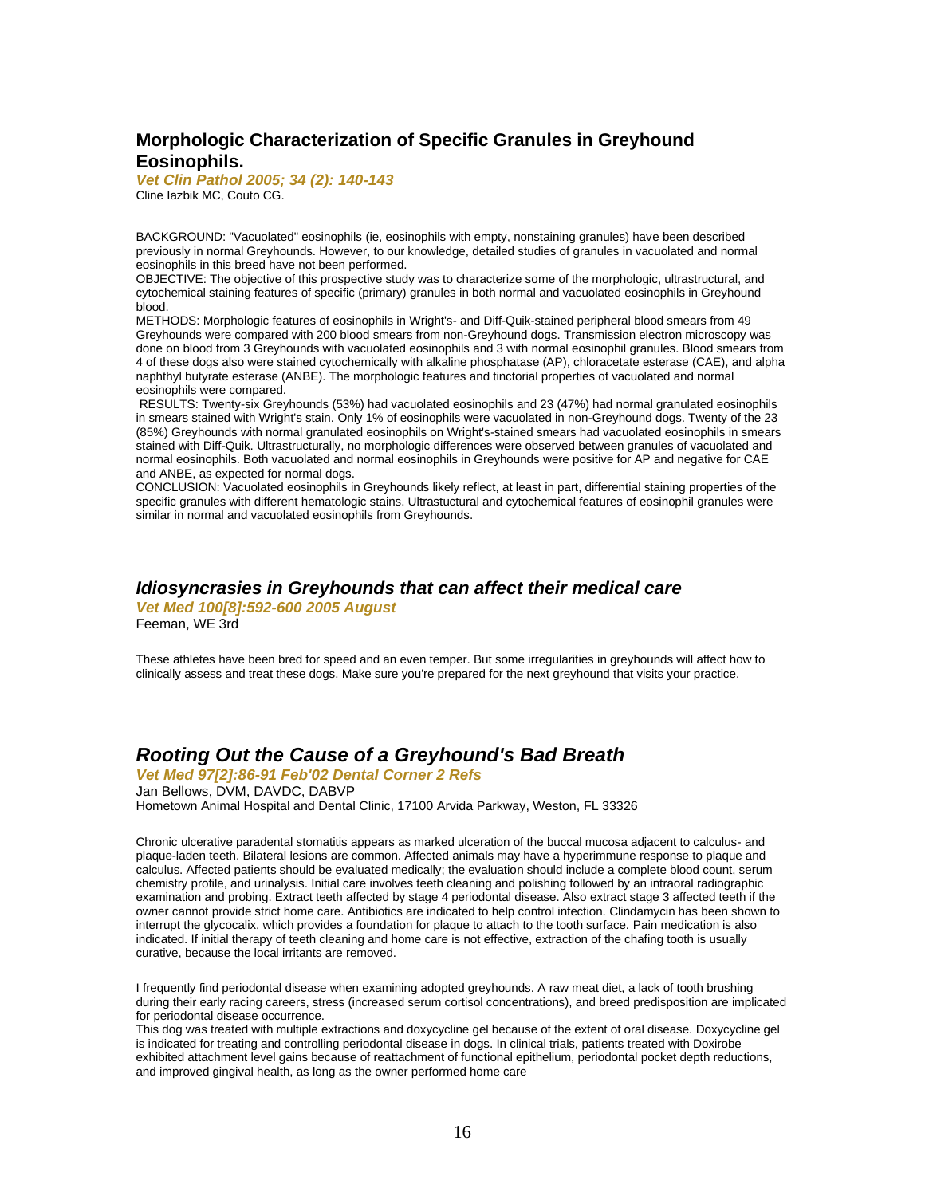## Morphologic Characterization of Specific Granules in Greyhound Eosinophils.

***Vet Clin Pathol 2005; 34 (2): 140-143***

Cline Iazbik MC, Couto CG.

BACKGROUND: "Vacuolated" eosinophils (ie, eosinophils with empty, nonstaining granules) have been described previously in normal Greyhounds. However, to our knowledge, detailed studies of granules in vacuolated and normal eosinophils in this breed have not been performed.

OBJECTIVE: The objective of this prospective study was to characterize some of the morphologic, ultrastructural, and cytochemical staining features of specific (primary) granules in both normal and vacuolated eosinophils in Greyhound blood.

METHODS: Morphologic features of eosinophils in Wright's- and Diff-Quik-stained peripheral blood smears from 49 Greyhounds were compared with 200 blood smears from non-Greyhound dogs. Transmission electron microscopy was done on blood from 3 Greyhounds with vacuolated eosinophils and 3 with normal eosinophil granules. Blood smears from 4 of these dogs also were stained cytochemically with alkaline phosphatase (AP), chloracetate esterase (CAE), and alpha naphthyl butyrate esterase (ANBE). The morphologic features and tinctorial properties of vacuolated and normal eosinophils were compared.

RESULTS: Twenty-six Greyhounds (53%) had vacuolated eosinophils and 23 (47%) had normal granulated eosinophils in smears stained with Wright's stain. Only 1% of eosinophils were vacuolated in non-Greyhound dogs. Twenty of the 23 (85%) Greyhounds with normal granulated eosinophils on Wright's-stained smears had vacuolated eosinophils in smears stained with Diff-Quik. Ultrastructurally, no morphologic differences were observed between granules of vacuolated and normal eosinophils. Both vacuolated and normal eosinophils in Greyhounds were positive for AP and negative for CAE and ANBE, as expected for normal dogs.

CONCLUSION: Vacuolated eosinophils in Greyhounds likely reflect, at least in part, differential staining properties of the specific granules with different hematologic stains. Ultrastuctural and cytochemical features of eosinophil granules were similar in normal and vacuolated eosinophils from Greyhounds.

## *Idiosyncrasies in Greyhounds that can affect their medical care*

***Vet Med 100[8]:592-600 2005 August***

Feeman, WE 3rd

These athletes have been bred for speed and an even temper. But some irregularities in greyhounds will affect how to clinically assess and treat these dogs. Make sure you're prepared for the next greyhound that visits your practice.

## *Rooting Out the Cause of a Greyhound's Bad Breath*

***Vet Med 97[2]:86-91 Feb'02 Dental Corner 2 Refs***

Jan Bellows, DVM, DAVDC, DABVP

Hometown Animal Hospital and Dental Clinic, 17100 Arvida Parkway, Weston, FL 33326

Chronic ulcerative paradental stomatitis appears as marked ulceration of the buccal mucosa adjacent to calculus- and plaque-laden teeth. Bilateral lesions are common. Affected animals may have a hyperimmune response to plaque and calculus. Affected patients should be evaluated medically; the evaluation should include a complete blood count, serum chemistry profile, and urinalysis. Initial care involves teeth cleaning and polishing followed by an intraoral radiographic examination and probing. Extract teeth affected by stage 4 periodontal disease. Also extract stage 3 affected teeth if the owner cannot provide strict home care. Antibiotics are indicated to help control infection. Clindamycin has been shown to interrupt the glycocalix, which provides a foundation for plaque to attach to the tooth surface. Pain medication is also indicated. If initial therapy of teeth cleaning and home care is not effective, extraction of the chafing tooth is usually curative, because the local irritants are removed.

I frequently find periodontal disease when examining adopted greyhounds. A raw meat diet, a lack of tooth brushing during their early racing careers, stress (increased serum cortisol concentrations), and breed predisposition are implicated for periodontal disease occurrence.

This dog was treated with multiple extractions and doxycycline gel because of the extent of oral disease. Doxycycline gel is indicated for treating and controlling periodontal disease in dogs. In clinical trials, patients treated with Doxirobe exhibited attachment level gains because of reattachment of functional epithelium, periodontal pocket depth reductions, and improved gingival health, as long as the owner performed home care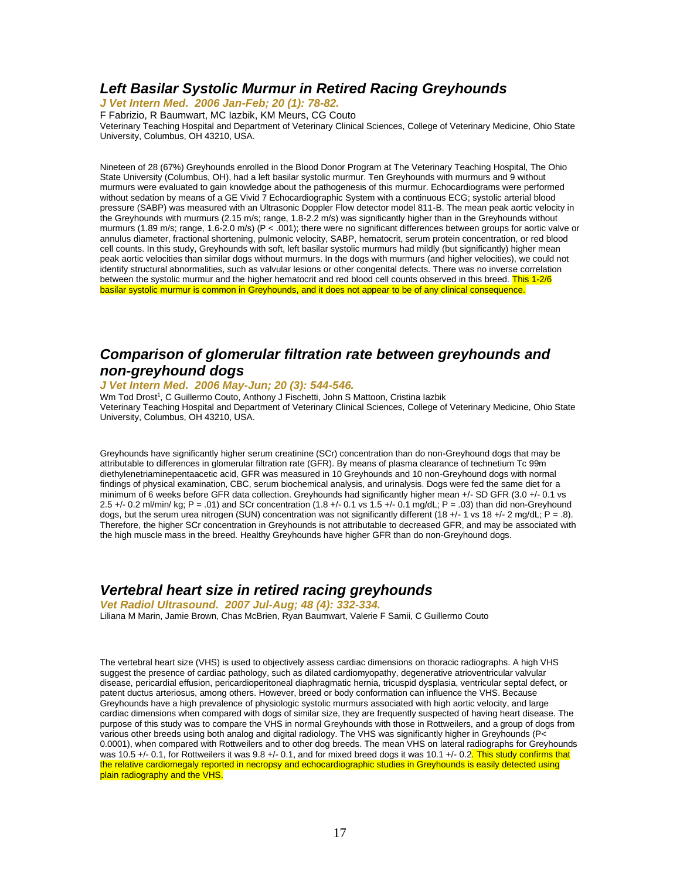## *Left Basilar Systolic Murmur in Retired Racing Greyhounds*

***J Vet Intern Med. 2006 Jan-Feb; 20 (1): 78-82.***

F Fabrizio, R Baumwart, MC Iazbik, KM Meurs, CG Couto

Veterinary Teaching Hospital and Department of Veterinary Clinical Sciences, College of Veterinary Medicine, Ohio State University, Columbus, OH 43210, USA.

Nineteen of 28 (67%) Greyhounds enrolled in the Blood Donor Program at The Veterinary Teaching Hospital, The Ohio State University (Columbus, OH), had a left basilar systolic murmur. Ten Greyhounds with murmurs and 9 without murmurs were evaluated to gain knowledge about the pathogenesis of this murmur. Echocardiograms were performed without sedation by means of a GE Vivid 7 Echocardiographic System with a continuous ECG; systolic arterial blood pressure (SABP) was measured with an Ultrasonic Doppler Flow detector model 811-B. The mean peak aortic velocity in the Greyhounds with murmurs (2.15 m/s; range, 1.8-2.2 m/s) was significantly higher than in the Greyhounds without murmurs (1.89 m/s; range, 1.6-2.0 m/s) ($P < .001$); there were no significant differences between groups for aortic valve or annulus diameter, fractional shortening, pulmonic velocity, SABP, hematocrit, serum protein concentration, or red blood cell counts. In this study, Greyhounds with soft, left basilar systolic murmurs had mildly (but significantly) higher mean peak aortic velocities than similar dogs without murmurs. In the dogs with murmurs (and higher velocities), we could not identify structural abnormalities, such as valvular lesions or other congenital defects. There was no inverse correlation between the systolic murmur and the higher hematocrit and red blood cell counts observed in this breed. This 1-2/6 basilar systolic murmur is common in Greyhounds, and it does not appear to be of any clinical consequence.

## *Comparison of glomerular filtration rate between greyhounds and non-greyhound dogs*

***J Vet Intern Med. 2006 May-Jun; 20 (3): 544-546.***

Wm Tod Drost[1], C Guillermo Couto, Anthony J Fischetti, John S Mattoon, Cristina Iazbik

Veterinary Teaching Hospital and Department of Veterinary Clinical Sciences, College of Veterinary Medicine, Ohio State University, Columbus, OH 43210, USA.

Greyhounds have significantly higher serum creatinine (SCr) concentration than do non-Greyhound dogs that may be attributable to differences in glomerular filtration rate (GFR). By means of plasma clearance of technetium Tc 99m diethylenetriaminepentaacetic acid, GFR was measured in 10 Greyhounds and 10 non-Greyhound dogs with normal findings of physical examination, CBC, serum biochemical analysis, and urinalysis. Dogs were fed the same diet for a minimum of 6 weeks before GFR data collection. Greyhounds had significantly higher mean +/- SD GFR (3.0 +/- 0.1 vs 2.5 +/- 0.2 ml/min/ kg; $P = .01$) and SCr concentration (1.8 +/- 0.1 vs 1.5 +/- 0.1 mg/dL; $P = .03$) than did non-Greyhound dogs, but the serum urea nitrogen (SUN) concentration was not significantly different (18 +/- 1 vs 18 +/- 2 mg/dL; $P = .8$). Therefore, the higher SCr concentration in Greyhounds is not attributable to decreased GFR, and may be associated with the high muscle mass in the breed. Healthy Greyhounds have higher GFR than do non-Greyhound dogs.

## *Vertebral heart size in retired racing greyhounds*

***Vet Radiol Ultrasound. 2007 Jul-Aug; 48 (4): 332-334.***

Liliana M Marin, Jamie Brown, Chas McBrien, Ryan Baumwart, Valerie F Samii, C Guillermo Couto

The vertebral heart size (VHS) is used to objectively assess cardiac dimensions on thoracic radiographs. A high VHS suggest the presence of cardiac pathology, such as dilated cardiomyopathy, degenerative atrioventricular valvular disease, pericardial effusion, pericardioperitoneal diaphragmatic hernia, tricuspid dysplasia, ventricular septal defect, or patent ductus arteriosus, among others. However, breed or body conformation can influence the VHS. Because Greyhounds have a high prevalence of physiologic systolic murmurs associated with high aortic velocity, and large cardiac dimensions when compared with dogs of similar size, they are frequently suspected of having heart disease. The purpose of this study was to compare the VHS in normal Greyhounds with those in Rottweilers, and a group of dogs from various other breeds using both analog and digital radiology. The VHS was significantly higher in Greyhounds ($P < 0.0001$), when compared with Rottweilers and to other dog breeds. The mean VHS on lateral radiographs for Greyhounds was 10.5 +/- 0.1, for Rottweilers it was 9.8 +/- 0.1, and for mixed breed dogs it was 10.1 +/- 0.2. This study confirms that the relative cardiomegaly reported in necropsy and echocardiographic studies in Greyhounds is easily detected using plain radiography and the VHS.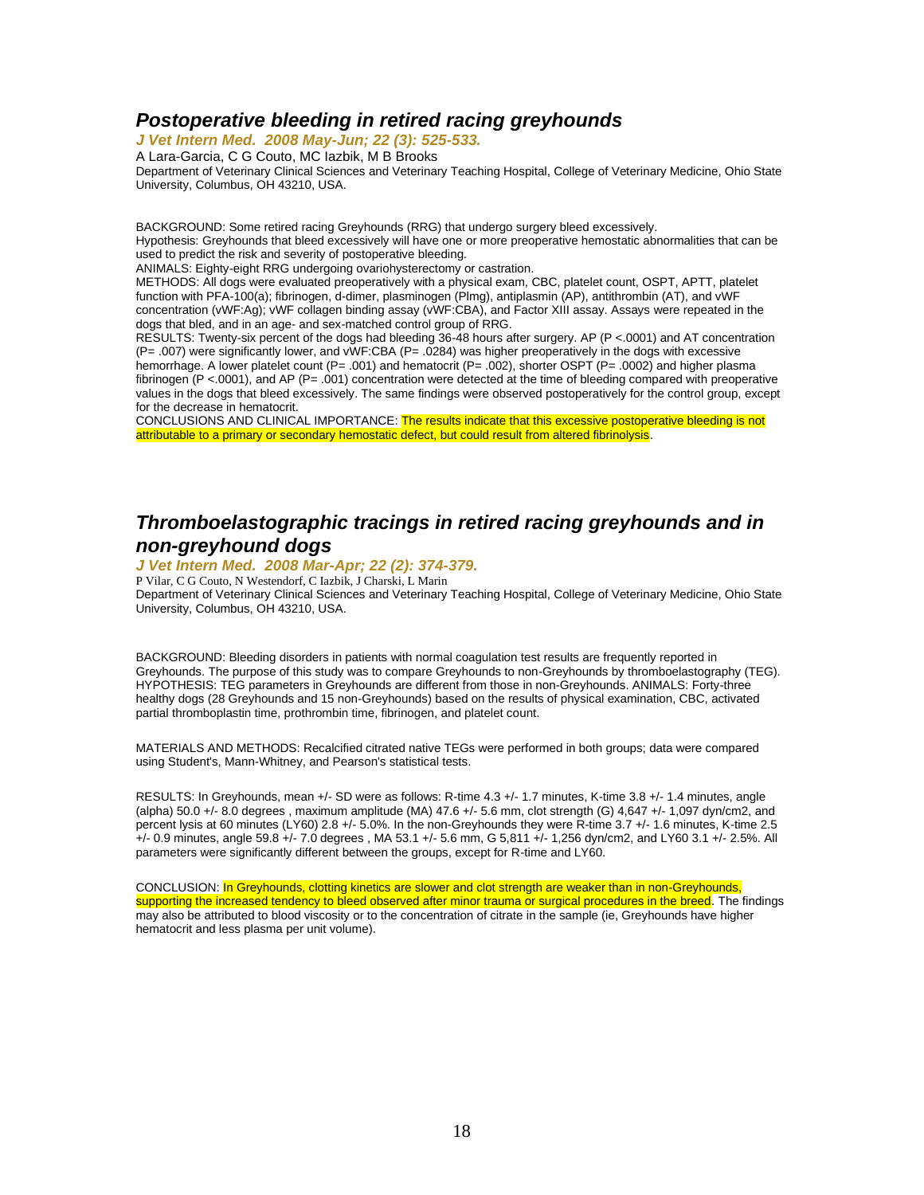## *Postoperative bleeding in retired racing greyhounds*

***J Vet Intern Med. 2008 May-Jun; 22 (3): 525-533.***

A Lara-Garcia, C G Couto, MC Iazbik, M B Brooks

Department of Veterinary Clinical Sciences and Veterinary Teaching Hospital, College of Veterinary Medicine, Ohio State University, Columbus, OH 43210, USA.

BACKGROUND: Some retired racing Greyhounds (RRG) that undergo surgery bleed excessively.
Hypothesis: Greyhounds that bleed excessively will have one or more preoperative hemostatic abnormalities that can be used to predict the risk and severity of postoperative bleeding.
ANIMALS: Eighty-eight RRG undergoing ovariohysterectomy or castration.
METHODS: All dogs were evaluated preoperatively with a physical exam, CBC, platelet count, OSPT, APTT, platelet function with PFA-100(a); fibrinogen, d-dimer, plasminogen (Plmg), antiplasmin (AP), antithrombin (AT), and vWF concentration (vWF:Ag); vWF collagen binding assay (vWF:CBA), and Factor XIII assay. Assays were repeated in the dogs that bled, and in an age- and sex-matched control group of RRG.
RESULTS: Twenty-six percent of the dogs had bleeding 36-48 hours after surgery. AP ($P < .0001$) and AT concentration ($P = .007$) were significantly lower, and vWF:CBA ($P = .0284$) was higher preoperatively in the dogs with excessive hemorrhage. A lower platelet count ($P = .001$) and hematocrit ($P = .002$), shorter OSPT ($P = .0002$) and higher plasma fibrinogen ($P < .0001$), and AP ($P = .001$) concentration were detected at the time of bleeding compared with preoperative values in the dogs that bleed excessively. The same findings were observed postoperatively for the control group, except for the decrease in hematocrit.
CONCLUSIONS AND CLINICAL IMPORTANCE: The results indicate that this excessive postoperative bleeding is not attributable to a primary or secondary hemostatic defect, but could result from altered fibrinolysis.

## *Thromboelastographic tracings in retired racing greyhounds and in non-greyhound dogs*

***J Vet Intern Med. 2008 Mar-Apr; 22 (2): 374-379.***

P Vilar, C G Couto, N Westendorf, C Iazbik, J Charski, L Marin

Department of Veterinary Clinical Sciences and Veterinary Teaching Hospital, College of Veterinary Medicine, Ohio State University, Columbus, OH 43210, USA.

BACKGROUND: Bleeding disorders in patients with normal coagulation test results are frequently reported in Greyhounds. The purpose of this study was to compare Greyhounds to non-Greyhounds by thromboelastography (TEG). HYPOTHESIS: TEG parameters in Greyhounds are different from those in non-Greyhounds. ANIMALS: Forty-three healthy dogs (28 Greyhounds and 15 non-Greyhounds) based on the results of physical examination, CBC, activated partial thromboplastin time, prothrombin time, fibrinogen, and platelet count.

MATERIALS AND METHODS: Recalcified citrated native TEGs were performed in both groups; data were compared using Student's, Mann-Whitney, and Pearson's statistical tests.

RESULTS: In Greyhounds, mean +/- SD were as follows: R-time 4.3 +/- 1.7 minutes, K-time 3.8 +/- 1.4 minutes, angle (alpha) 50.0 +/- 8.0 degrees , maximum amplitude (MA) 47.6 +/- 5.6 mm, clot strength (G) 4,647 +/- 1,097 dyn/cm2, and percent lysis at 60 minutes (LY60) 2.8 +/- 5.0%. In the non-Greyhounds they were R-time 3.7 +/- 1.6 minutes, K-time 2.5 +/- 0.9 minutes, angle 59.8 +/- 7.0 degrees , MA 53.1 +/- 5.6 mm, G 5,811 +/- 1,256 dyn/cm2, and LY60 3.1 +/- 2.5%. All parameters were significantly different between the groups, except for R-time and LY60.

CONCLUSION: In Greyhounds, clotting kinetics are slower and clot strength are weaker than in non-Greyhounds, supporting the increased tendency to bleed observed after minor trauma or surgical procedures in the breed. The findings may also be attributed to blood viscosity or to the concentration of citrate in the sample (ie, Greyhounds have higher hematocrit and less plasma per unit volume).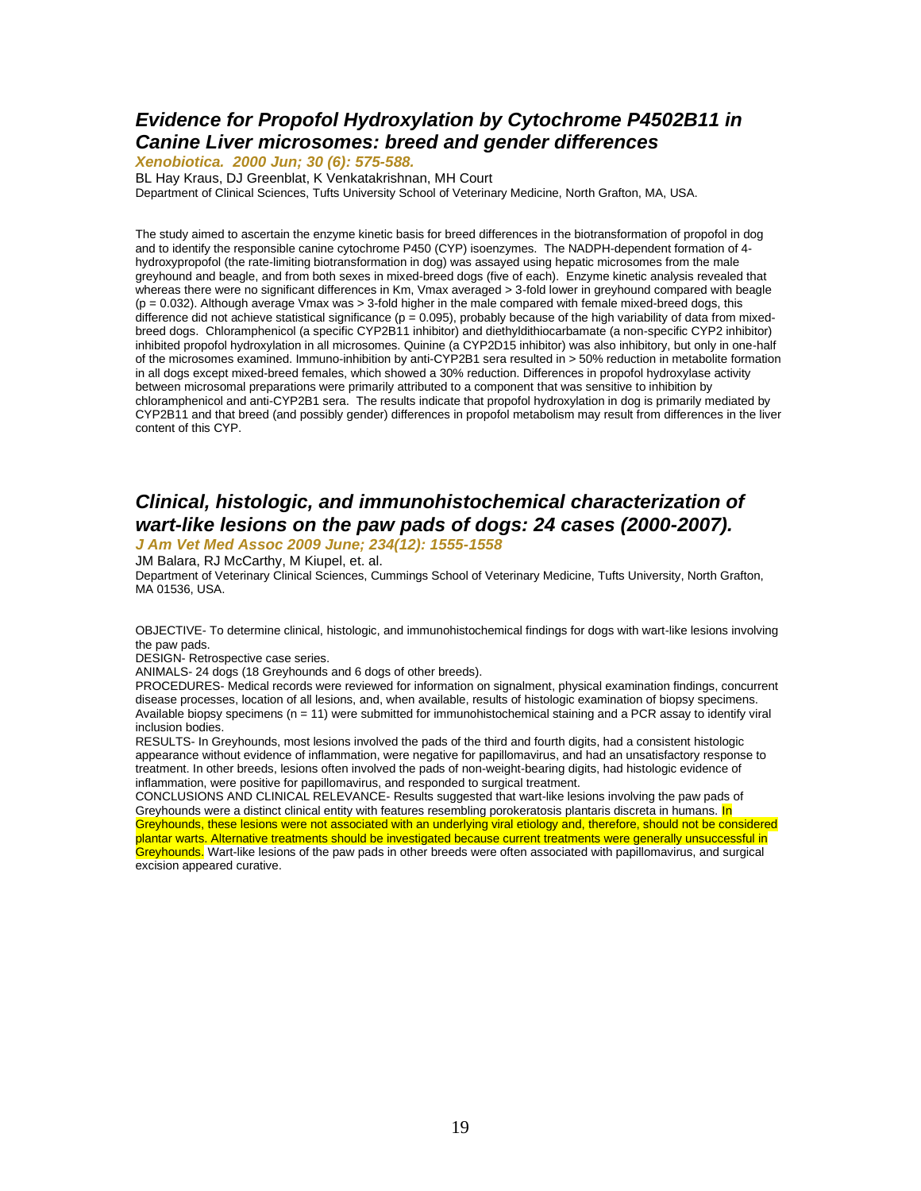## *Evidence for Propofol Hydroxylation by Cytochrome P4502B11 in Canine Liver microsomes: breed and gender differences*

***Xenobiotica. 2000 Jun; 30 (6): 575-588.***

BL Hay Kraus, DJ Greenblat, K Venkatakrishnan, MH Court

Department of Clinical Sciences, Tufts University School of Veterinary Medicine, North Grafton, MA, USA.

The study aimed to ascertain the enzyme kinetic basis for breed differences in the biotransformation of propofol in dog and to identify the responsible canine cytochrome P450 (CYP) isoenzymes. The NADPH-dependent formation of 4-hydroxypropofol (the rate-limiting biotransformation in dog) was assayed using hepatic microsomes from the male greyhound and beagle, and from both sexes in mixed-breed dogs (five of each). Enzyme kinetic analysis revealed that whereas there were no significant differences in Km, Vmax averaged > 3-fold lower in greyhound compared with beagle ($p = 0.032$). Although average Vmax was > 3-fold higher in the male compared with female mixed-breed dogs, this difference did not achieve statistical significance ($p = 0.095$), probably because of the high variability of data from mixed-breed dogs. Chloramphenicol (a specific CYP2B11 inhibitor) and diethyldithiocarbamate (a non-specific CYP2 inhibitor) inhibited propofol hydroxylation in all microsomes. Quinine (a CYP2D15 inhibitor) was also inhibitory, but only in one-half of the microsomes examined. Immuno-inhibition by anti-CYP2B1 sera resulted in > 50% reduction in metabolite formation in all dogs except mixed-breed females, which showed a 30% reduction. Differences in propofol hydroxylase activity between microsomal preparations were primarily attributed to a component that was sensitive to inhibition by chloramphenicol and anti-CYP2B1 sera. The results indicate that propofol hydroxylation in dog is primarily mediated by CYP2B11 and that breed (and possibly gender) differences in propofol metabolism may result from differences in the liver content of this CYP.

## *Clinical, histologic, and immunohistochemical characterization of wart-like lesions on the paw pads of dogs: 24 cases (2000-2007).*

***J Am Vet Med Assoc 2009 June; 234(12): 1555-1558***

JM Balara, RJ McCarthy, M Kiupel, et. al.

Department of Veterinary Clinical Sciences, Cummings School of Veterinary Medicine, Tufts University, North Grafton, MA 01536, USA.

OBJECTIVE- To determine clinical, histologic, and immunohistochemical findings for dogs with wart-like lesions involving the paw pads.

DESIGN- Retrospective case series.

ANIMALS- 24 dogs (18 Greyhounds and 6 dogs of other breeds).

PROCEDURES- Medical records were reviewed for information on signalment, physical examination findings, concurrent disease processes, location of all lesions, and, when available, results of histologic examination of biopsy specimens. Available biopsy specimens ($n = 11$) were submitted for immunohistochemical staining and a PCR assay to identify viral inclusion bodies.

RESULTS- In Greyhounds, most lesions involved the pads of the third and fourth digits, had a consistent histologic appearance without evidence of inflammation, were negative for papillomavirus, and had an unsatisfactory response to treatment. In other breeds, lesions often involved the pads of non-weight-bearing digits, had histologic evidence of inflammation, were positive for papillomavirus, and responded to surgical treatment.

CONCLUSIONS AND CLINICAL RELEVANCE- Results suggested that wart-like lesions involving the paw pads of Greyhounds were a distinct clinical entity with features resembling porokeratosis plantaris discreta in humans. In Greyhounds, these lesions were not associated with an underlying viral etiology and, therefore, should not be considered plantar warts. Alternative treatments should be investigated because current treatments were generally unsuccessful in Greyhounds. Wart-like lesions of the paw pads in other breeds were often associated with papillomavirus, and surgical excision appeared curative.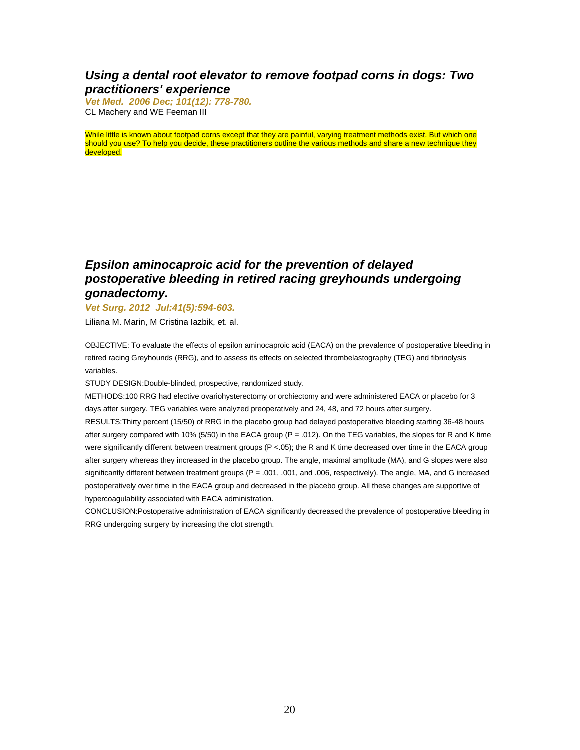### ***Using a dental root elevator to remove footpad corns in dogs: Two practitioners' experience***

***Vet Med. 2006 Dec; 101(12): 778-780.***

CL Machery and WE Feeman III

While little is known about footpad corns except that they are painful, varying treatment methods exist. But which one should you use? To help you decide, these practitioners outline the various methods and share a new technique they developed.

### ***Epsilon aminocaproic acid for the prevention of delayed postoperative bleeding in retired racing greyhounds undergoing gonadectomy.***

***Vet Surg. 2012 Jul:41(5):594-603.***

Liliana M. Marin, M Cristina Iazbik, et. al.

OBJECTIVE: To evaluate the effects of epsilon aminocaproic acid (EACA) on the prevalence of postoperative bleeding in retired racing Greyhounds (RRG), and to assess its effects on selected thrombelastography (TEG) and fibrinolysis variables.

STUDY DESIGN:Double-blinded, prospective, randomized study.

METHODS:100 RRG had elective ovariohysterectomy or orchiectomy and were administered EACA or placebo for 3 days after surgery. TEG variables were analyzed preoperatively and 24, 48, and 72 hours after surgery.

RESULTS:Thirty percent (15/50) of RRG in the placebo group had delayed postoperative bleeding starting 36-48 hours after surgery compared with 10% (5/50) in the EACA group ($P = .012$). On the TEG variables, the slopes for R and K time were significantly different between treatment groups ($P < .05$); the R and K time decreased over time in the EACA group after surgery whereas they increased in the placebo group. The angle, maximal amplitude (MA), and G slopes were also significantly different between treatment groups ($P = .001$, $.001$, and $.006$, respectively). The angle, MA, and G increased postoperatively over time in the EACA group and decreased in the placebo group. All these changes are supportive of hypercoagulability associated with EACA administration.

CONCLUSION:Postoperative administration of EACA significantly decreased the prevalence of postoperative bleeding in RRG undergoing surgery by increasing the clot strength.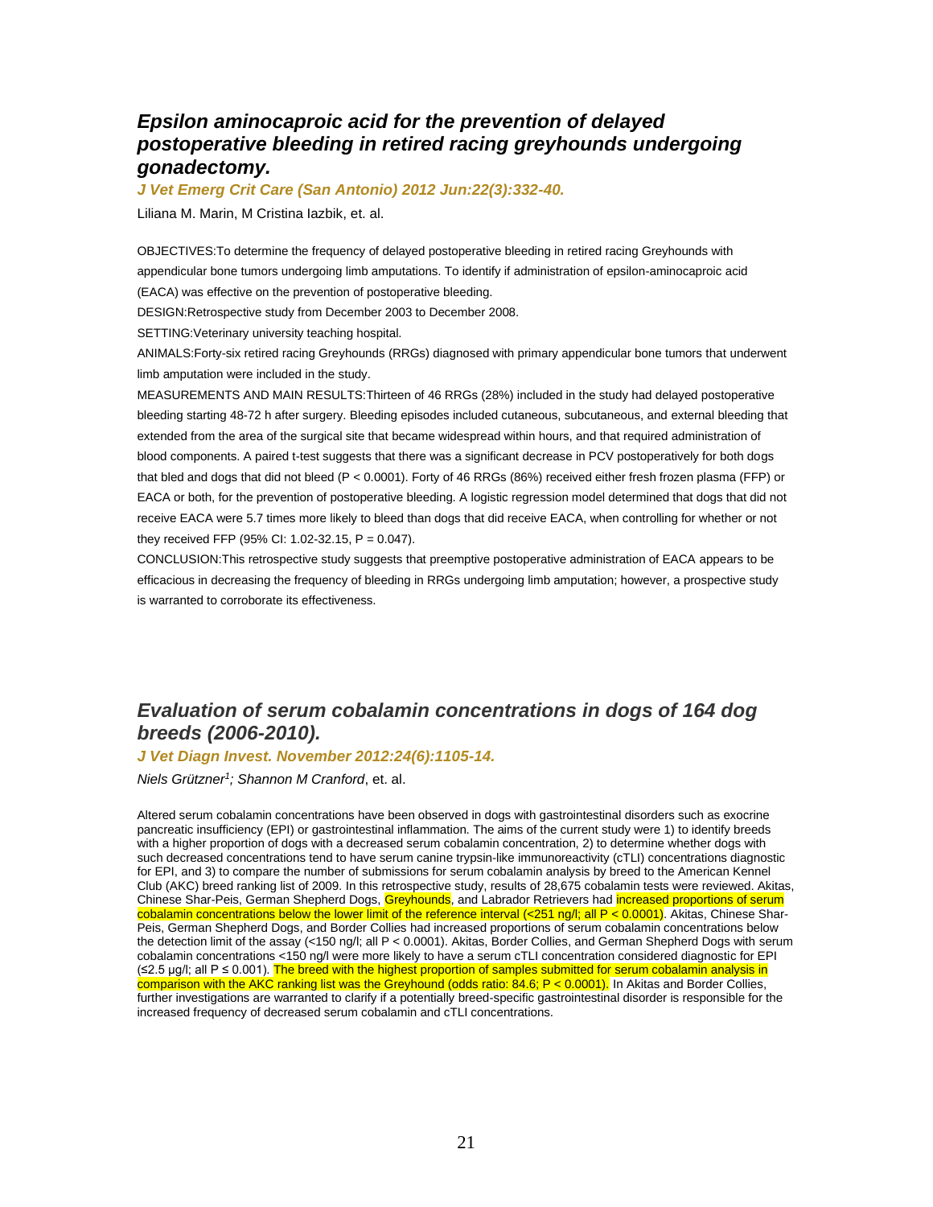## *Epsilon aminocaproic acid for the prevention of delayed postoperative bleeding in retired racing greyhounds undergoing gonadectomy.*

***J Vet Emerg Crit Care (San Antonio) 2012 Jun:22(3):332-40.***

Liliana M. Marin, M Cristina Iazbik, et. al.

OBJECTIVES:To determine the frequency of delayed postoperative bleeding in retired racing Greyhounds with appendicular bone tumors undergoing limb amputations. To identify if administration of epsilon-aminocaproic acid (EACA) was effective on the prevention of postoperative bleeding.

DESIGN:Retrospective study from December 2003 to December 2008.

SETTING:Veterinary university teaching hospital.

ANIMALS:Forty-six retired racing Greyhounds (RRGs) diagnosed with primary appendicular bone tumors that underwent limb amputation were included in the study.

MEASUREMENTS AND MAIN RESULTS:Thirteen of 46 RRGs (28%) included in the study had delayed postoperative bleeding starting 48-72 h after surgery. Bleeding episodes included cutaneous, subcutaneous, and external bleeding that extended from the area of the surgical site that became widespread within hours, and that required administration of blood components. A paired t-test suggests that there was a significant decrease in PCV postoperatively for both dogs that bled and dogs that did not bleed ($P < 0.0001$). Forty of 46 RRGs (86%) received either fresh frozen plasma (FFP) or EACA or both, for the prevention of postoperative bleeding. A logistic regression model determined that dogs that did not receive EACA were 5.7 times more likely to bleed than dogs that did receive EACA, when controlling for whether or not they received FFP (95% CI: 1.02-32.15, $P = 0.047$).

CONCLUSION:This retrospective study suggests that preemptive postoperative administration of EACA appears to be efficacious in decreasing the frequency of bleeding in RRGs undergoing limb amputation; however, a prospective study is warranted to corroborate its effectiveness.

## *Evaluation of serum cobalamin concentrations in dogs of 164 dog breeds (2006-2010).*

***J Vet Diagn Invest. November 2012:24(6):1105-14.***

*Niels Grützner[1]; Shannon M Cranford*, et. al.

Altered serum cobalamin concentrations have been observed in dogs with gastrointestinal disorders such as exocrine pancreatic insufficiency (EPI) or gastrointestinal inflammation. The aims of the current study were 1) to identify breeds with a higher proportion of dogs with a decreased serum cobalamin concentration, 2) to determine whether dogs with such decreased concentrations tend to have serum canine trypsin-like immunoreactivity (cTLI) concentrations diagnostic for EPI, and 3) to compare the number of submissions for serum cobalamin analysis by breed to the American Kennel Club (AKC) breed ranking list of 2009. In this retrospective study, results of 28,675 cobalamin tests were reviewed. Akitas, Chinese Shar-Peis, German Shepherd Dogs, Greyhounds, and Labrador Retrievers had increased proportions of serum cobalamin concentrations below the lower limit of the reference interval (<251 ng/l; all $P < 0.0001$). Akitas, Chinese Shar-Peis, German Shepherd Dogs, and Border Collies had increased proportions of serum cobalamin concentrations below the detection limit of the assay (<150 ng/l; all $P < 0.0001$). Akitas, Border Collies, and German Shepherd Dogs with serum cobalamin concentrations <150 ng/l were more likely to have a serum cTLI concentration considered diagnostic for EPI (≤2.5 μg/l; all $P \leq 0.001$). The breed with the highest proportion of samples submitted for serum cobalamin analysis in comparison with the AKC ranking list was the Greyhound (odds ratio: 84.6; $P < 0.0001$). In Akitas and Border Collies, further investigations are warranted to clarify if a potentially breed-specific gastrointestinal disorder is responsible for the increased frequency of decreased serum cobalamin and cTLI concentrations.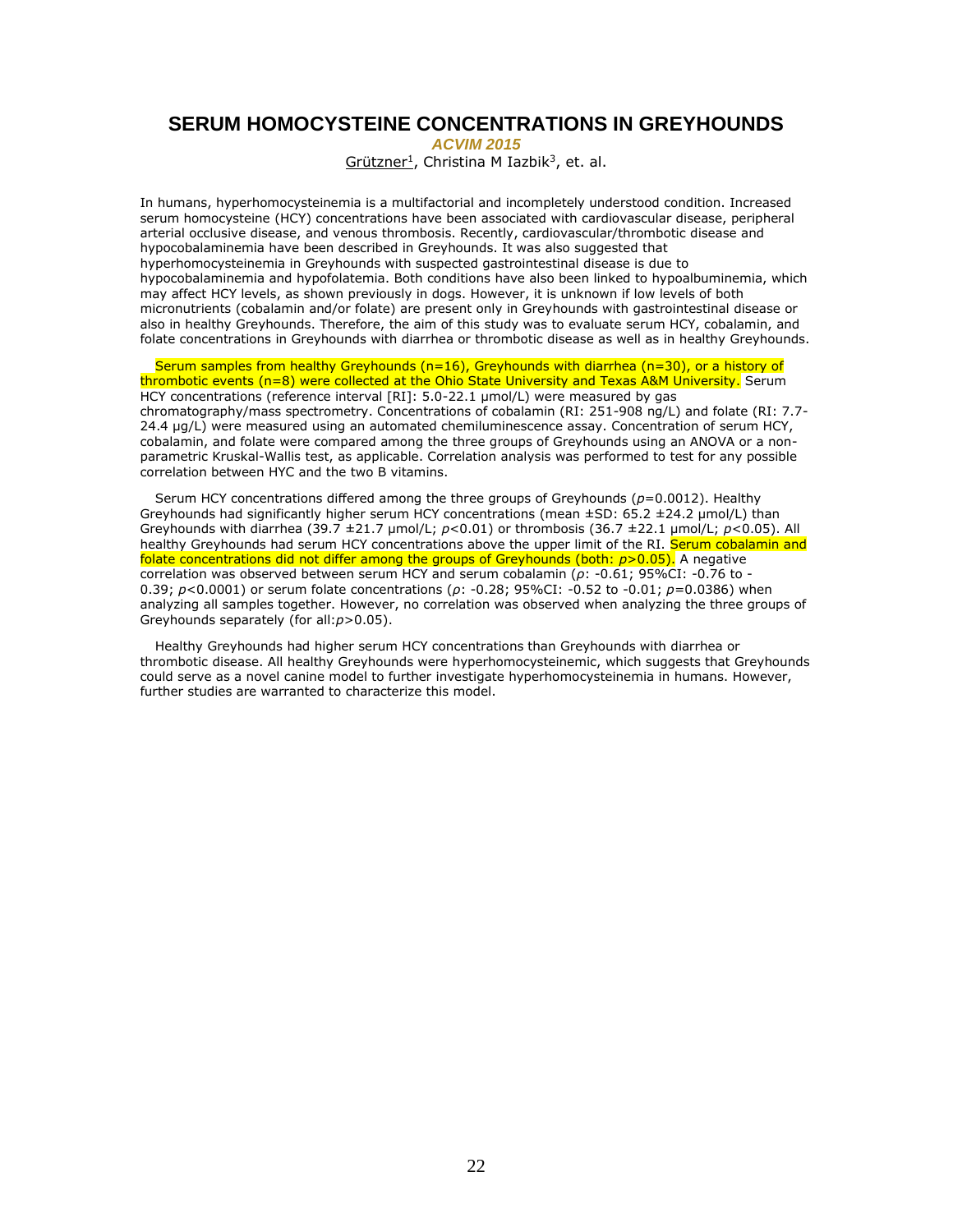# SERUM HOMOCYSTEINE CONCENTRATIONS IN GREYHOUNDS

***ACVIM 2015***

Grützner[1], Christina M Iazbik[3], et. al.

In humans, hyperhomocysteinemia is a multifactorial and incompletely understood condition. Increased serum homocysteine (HCY) concentrations have been associated with cardiovascular disease, peripheral arterial occlusive disease, and venous thrombosis. Recently, cardiovascular/thrombotic disease and hypocobalaminemia have been described in Greyhounds. It was also suggested that hyperhomocysteinemia in Greyhounds with suspected gastrointestinal disease is due to hypocobalaminemia and hypofolatemia. Both conditions have also been linked to hypoalbuminemia, which may affect HCY levels, as shown previously in dogs. However, it is unknown if low levels of both micronutrients (cobalamin and/or folate) are present only in Greyhounds with gastrointestinal disease or also in healthy Greyhounds. Therefore, the aim of this study was to evaluate serum HCY, cobalamin, and folate concentrations in Greyhounds with diarrhea or thrombotic disease as well as in healthy Greyhounds.

Serum samples from healthy Greyhounds (n=16), Greyhounds with diarrhea (n=30), or a history of thrombotic events (n=8) were collected at the Ohio State University and Texas A&M University. Serum HCY concentrations (reference interval [RI]: 5.0-22.1 μmol/L) were measured by gas chromatography/mass spectrometry. Concentrations of cobalamin (RI: 251-908 ng/L) and folate (RI: 7.7-24.4 μg/L) were measured using an automated chemiluminescence assay. Concentration of serum HCY, cobalamin, and folate were compared among the three groups of Greyhounds using an ANOVA or a non-parametric Kruskal-Wallis test, as applicable. Correlation analysis was performed to test for any possible correlation between HYC and the two B vitamins.

Serum HCY concentrations differed among the three groups of Greyhounds ($p$=0.0012). Healthy Greyhounds had significantly higher serum HCY concentrations (mean ±SD: 65.2 ±24.2 μmol/L) than Greyhounds with diarrhea (39.7 ±21.7 μmol/L; $p<0.01$) or thrombosis (36.7 ±22.1 μmol/L; $p<0.05$). All healthy Greyhounds had serum HCY concentrations above the upper limit of the RI. Serum cobalamin and folate concentrations did not differ among the groups of Greyhounds (both: $p>0.05$). A negative correlation was observed between serum HCY and serum cobalamin ($\rho$: -0.61; 95%CI: -0.76 to -0.39; $p<0.0001$) or serum folate concentrations ($\rho$: -0.28; 95%CI: -0.52 to -0.01; $p$=0.0386) when analyzing all samples together. However, no correlation was observed when analyzing the three groups of Greyhounds separately (for all:$p>0.05$).

Healthy Greyhounds had higher serum HCY concentrations than Greyhounds with diarrhea or thrombotic disease. All healthy Greyhounds were hyperhomocysteinemic, which suggests that Greyhounds could serve as a novel canine model to further investigate hyperhomocysteinemia in humans. However, further studies are warranted to characterize this model.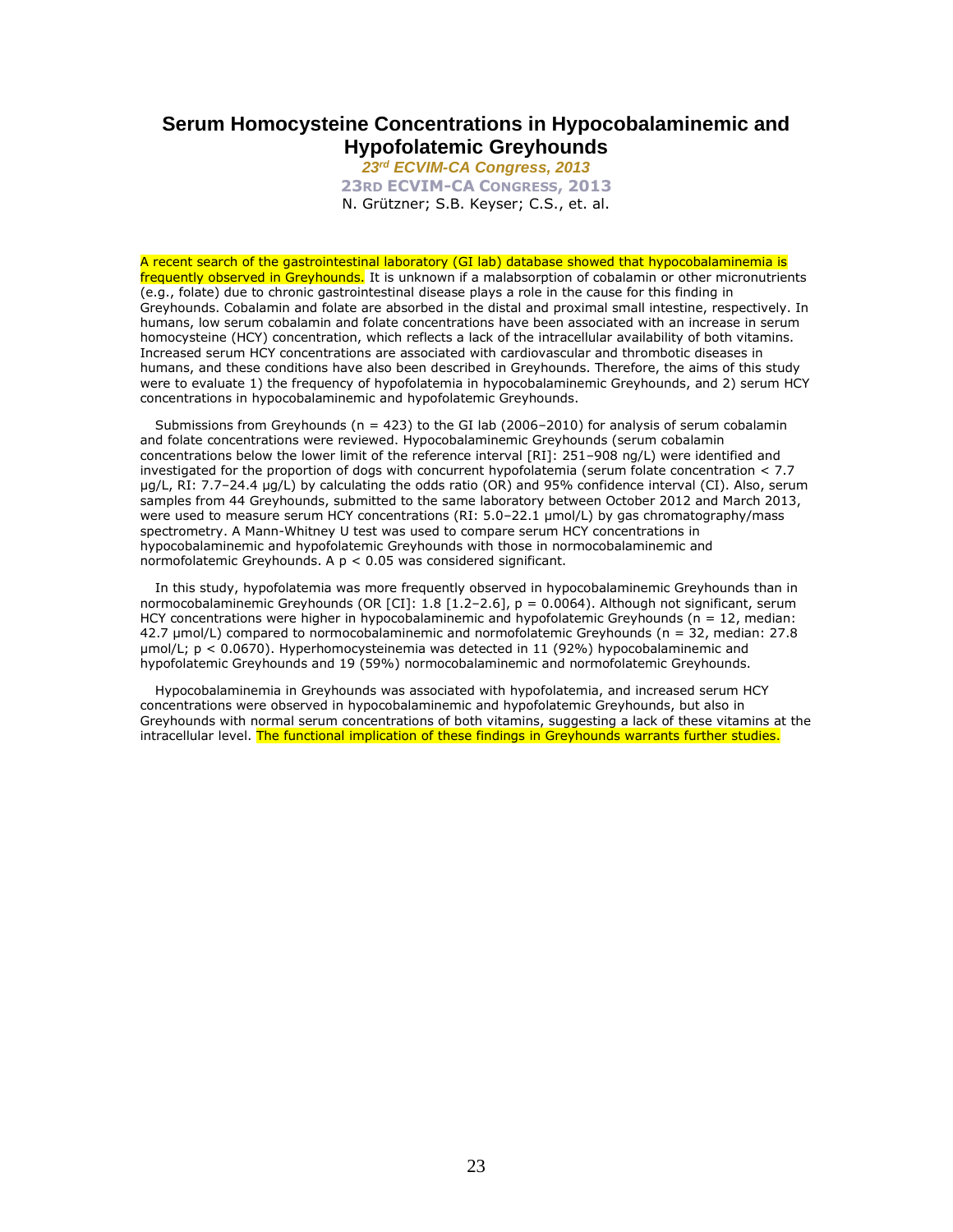# Serum Homocysteine Concentrations in Hypocobalaminemic and Hypofolatemic Greyhounds

***23rd ECVIM-CA Congress, 2013***

**23RD ECVIM-CA CONGRESS, 2013**

N. Grützner; S.B. Keyser; C.S., et. al.

A recent search of the gastrointestinal laboratory (GI lab) database showed that hypocobalaminemia is frequently observed in Greyhounds. It is unknown if a malabsorption of cobalamin or other micronutrients (e.g., folate) due to chronic gastrointestinal disease plays a role in the cause for this finding in Greyhounds. Cobalamin and folate are absorbed in the distal and proximal small intestine, respectively. In humans, low serum cobalamin and folate concentrations have been associated with an increase in serum homocysteine (HCY) concentration, which reflects a lack of the intracellular availability of both vitamins. Increased serum HCY concentrations are associated with cardiovascular and thrombotic diseases in humans, and these conditions have also been described in Greyhounds. Therefore, the aims of this study were to evaluate 1) the frequency of hypofolatemia in hypocobalaminemic Greyhounds, and 2) serum HCY concentrations in hypocobalaminemic and hypofolatemic Greyhounds.

Submissions from Greyhounds ($n = 423$) to the GI lab (2006–2010) for analysis of serum cobalamin and folate concentrations were reviewed. Hypocobalaminemic Greyhounds (serum cobalamin concentrations below the lower limit of the reference interval [RI]: 251–908 ng/L) were identified and investigated for the proportion of dogs with concurrent hypofolatemia (serum folate concentration < 7.7 µg/L, RI: 7.7–24.4 µg/L) by calculating the odds ratio (OR) and 95% confidence interval (CI). Also, serum samples from 44 Greyhounds, submitted to the same laboratory between October 2012 and March 2013, were used to measure serum HCY concentrations (RI: 5.0–22.1 µmol/L) by gas chromatography/mass spectrometry. A Mann-Whitney U test was used to compare serum HCY concentrations in hypocobalaminemic and hypofolatemic Greyhounds with those in normocobalaminemic and normofolatemic Greyhounds. A $p < 0.05$ was considered significant.

In this study, hypofolatemia was more frequently observed in hypocobalaminemic Greyhounds than in normocobalaminemic Greyhounds (OR [CI]: 1.8 [1.2–2.6], $p = 0.0064$). Although not significant, serum HCY concentrations were higher in hypocobalaminemic and hypofolatemic Greyhounds ($n = 12$, median: 42.7 µmol/L) compared to normocobalaminemic and normofolatemic Greyhounds ($n = 32$, median: 27.8 µmol/L; $p < 0.0670$). Hyperhomocysteinemia was detected in 11 (92%) hypocobalaminemic and hypofolatemic Greyhounds and 19 (59%) normocobalaminemic and normofolatemic Greyhounds.

Hypocobalaminemia in Greyhounds was associated with hypofolatemia, and increased serum HCY concentrations were observed in hypocobalaminemic and hypofolatemic Greyhounds, but also in Greyhounds with normal serum concentrations of both vitamins, suggesting a lack of these vitamins at the intracellular level. The functional implication of these findings in Greyhounds warrants further studies.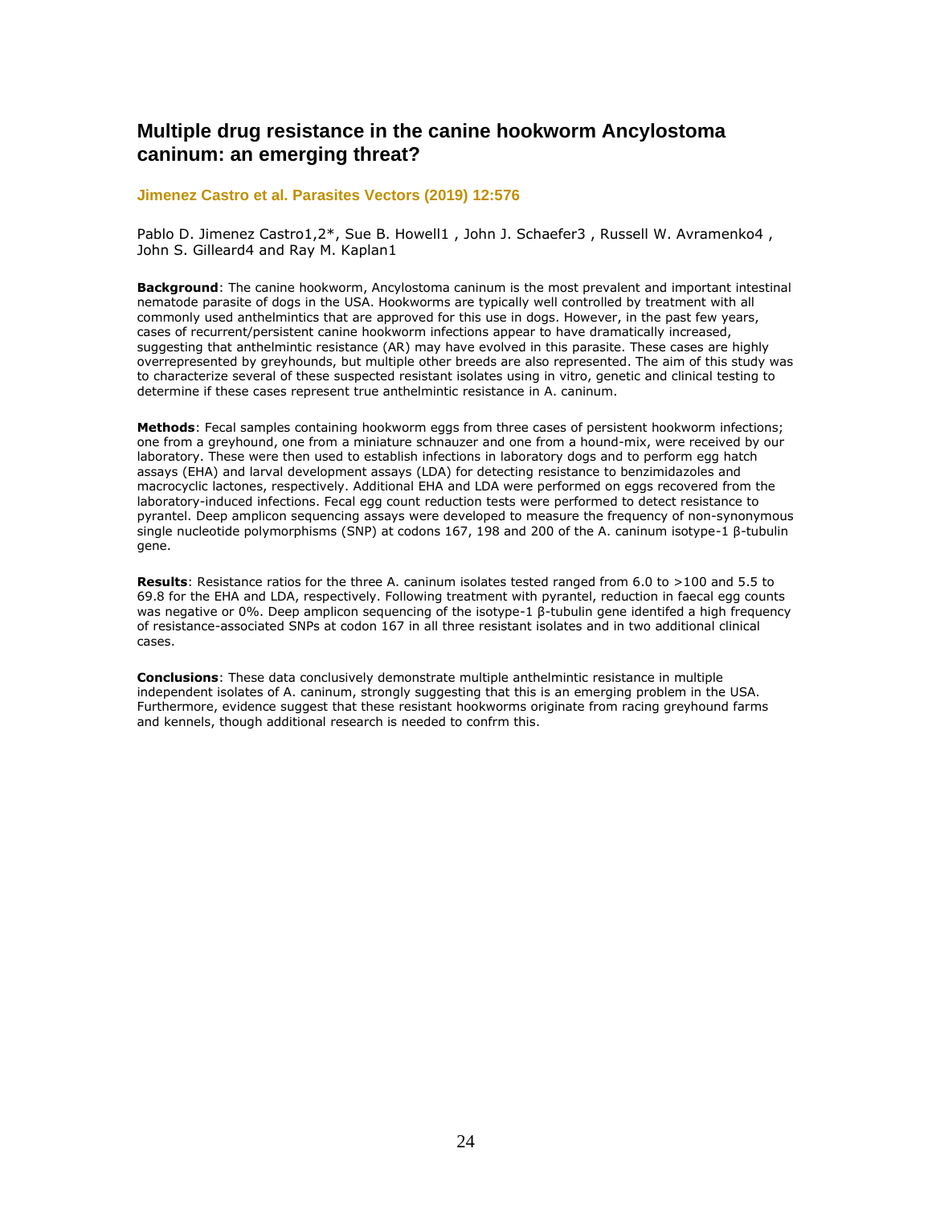## Multiple drug resistance in the canine hookworm Ancylostoma caninum: an emerging threat?

**Jimenez Castro et al. Parasites Vectors (2019) 12:576**

Pablo D. Jimenez Castro[1,2*], Sue B. Howell[1], John J. Schaefer[3], Russell W. Avramenko[4], John S. Gilleard[4] and Ray M. Kaplan[1]

**Background**: The canine hookworm, Ancylostoma caninum is the most prevalent and important intestinal nematode parasite of dogs in the USA. Hookworms are typically well controlled by treatment with all commonly used anthelmintics that are approved for this use in dogs. However, in the past few years, cases of recurrent/persistent canine hookworm infections appear to have dramatically increased, suggesting that anthelmintic resistance (AR) may have evolved in this parasite. These cases are highly overrepresented by greyhounds, but multiple other breeds are also represented. The aim of this study was to characterize several of these suspected resistant isolates using in vitro, genetic and clinical testing to determine if these cases represent true anthelmintic resistance in A. caninum.

**Methods**: Fecal samples containing hookworm eggs from three cases of persistent hookworm infections; one from a greyhound, one from a miniature schnauzer and one from a hound-mix, were received by our laboratory. These were then used to establish infections in laboratory dogs and to perform egg hatch assays (EHA) and larval development assays (LDA) for detecting resistance to benzimidazoles and macrocyclic lactones, respectively. Additional EHA and LDA were performed on eggs recovered from the laboratory-induced infections. Fecal egg count reduction tests were performed to detect resistance to pyrantel. Deep amplicon sequencing assays were developed to measure the frequency of non-synonymous single nucleotide polymorphisms (SNP) at codons 167, 198 and 200 of the A. caninum isotype-1 β-tubulin gene.

**Results**: Resistance ratios for the three A. caninum isolates tested ranged from 6.0 to >100 and 5.5 to 69.8 for the EHA and LDA, respectively. Following treatment with pyrantel, reduction in faecal egg counts was negative or 0%. Deep amplicon sequencing of the isotype-1 β-tubulin gene identifed a high frequency of resistance-associated SNPs at codon 167 in all three resistant isolates and in two additional clinical cases.

**Conclusions**: These data conclusively demonstrate multiple anthelmintic resistance in multiple independent isolates of A. caninum, strongly suggesting that this is an emerging problem in the USA. Furthermore, evidence suggest that these resistant hookworms originate from racing greyhound farms and kennels, though additional research is needed to confrm this.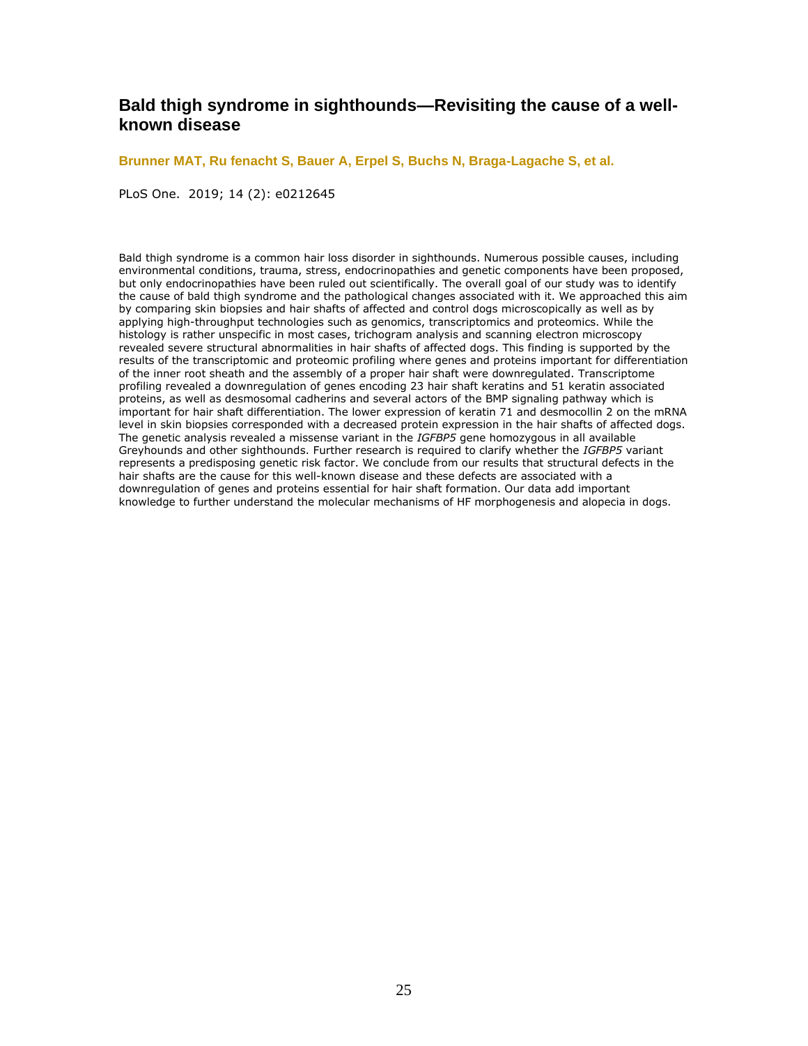## Bald thigh syndrome in sighthounds—Revisiting the cause of a well-known disease

**Brunner MAT, Ru fenacht S, Bauer A, Erpel S, Buchs N, Braga-Lagache S, et al.**

PLoS One. 2019; 14 (2): e0212645

Bald thigh syndrome is a common hair loss disorder in sighthounds. Numerous possible causes, including environmental conditions, trauma, stress, endocrinopathies and genetic components have been proposed, but only endocrinopathies have been ruled out scientifically. The overall goal of our study was to identify the cause of bald thigh syndrome and the pathological changes associated with it. We approached this aim by comparing skin biopsies and hair shafts of affected and control dogs microscopically as well as by applying high-throughput technologies such as genomics, transcriptomics and proteomics. While the histology is rather unspecific in most cases, trichogram analysis and scanning electron microscopy revealed severe structural abnormalities in hair shafts of affected dogs. This finding is supported by the results of the transcriptomic and proteomic profiling where genes and proteins important for differentiation of the inner root sheath and the assembly of a proper hair shaft were downregulated. Transcriptome profiling revealed a downregulation of genes encoding 23 hair shaft keratins and 51 keratin associated proteins, as well as desmosomal cadherins and several actors of the BMP signaling pathway which is important for hair shaft differentiation. The lower expression of keratin 71 and desmocollin 2 on the mRNA level in skin biopsies corresponded with a decreased protein expression in the hair shafts of affected dogs. The genetic analysis revealed a missense variant in the *IGFBP5* gene homozygous in all available Greyhounds and other sighthounds. Further research is required to clarify whether the *IGFBP5* variant represents a predisposing genetic risk factor. We conclude from our results that structural defects in the hair shafts are the cause for this well-known disease and these defects are associated with a downregulation of genes and proteins essential for hair shaft formation. Our data add important knowledge to further understand the molecular mechanisms of HF morphogenesis and alopecia in dogs.